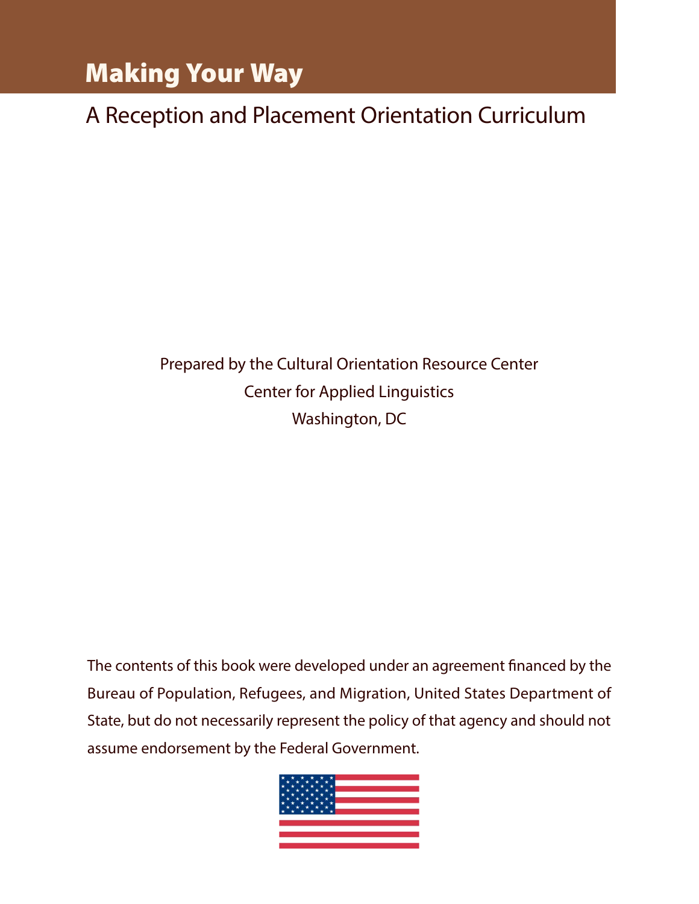# Making Your Way

## A Reception and Placement Orientation Curriculum

Prepared by the Cultural Orientation Resource Center
Center for Applied Linguistics
Washington, DC

The contents of this book were developed under an agreement financed by the Bureau of Population, Refugees, and Migration, United States Department of State, but do not necessarily represent the policy of that agency and should not assume endorsement by the Federal Government.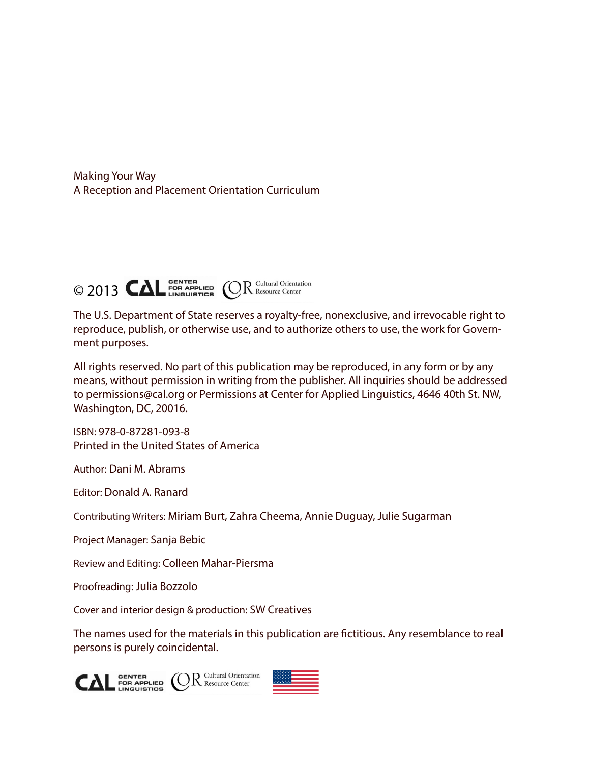Making Your Way
A Reception and Placement Orientation Curriculum

© 2013 CAL Center for Applied Linguistics, COR Cultural Orientation Resource Center

The U.S. Department of State reserves a royalty-free, nonexclusive, and irrevocable right to reproduce, publish, or otherwise use, and to authorize others to use, the work for Government purposes.

All rights reserved. No part of this publication may be reproduced, in any form or by any means, without permission in writing from the publisher. All inquiries should be addressed to permissions@cal.org or Permissions at Center for Applied Linguistics, 4646 40th St. NW, Washington, DC, 20016.

ISBN: 978-0-87281-093-8
Printed in the United States of America

Author: Dani M. Abrams

Editor: Donald A. Ranard

Contributing Writers: Miriam Burt, Zahra Cheema, Annie Duguay, Julie Sugarman

Project Manager: Sanja Bebic

Review and Editing: Colleen Mahar-Piersma

Proofreading: Julia Bozzolo

Cover and interior design & production: SW Creatives

The names used for the materials in this publication are fictitious. Any resemblance to real persons is purely coincidental.

CAL Center for Applied Linguistics, COR Cultural Orientation Resource Center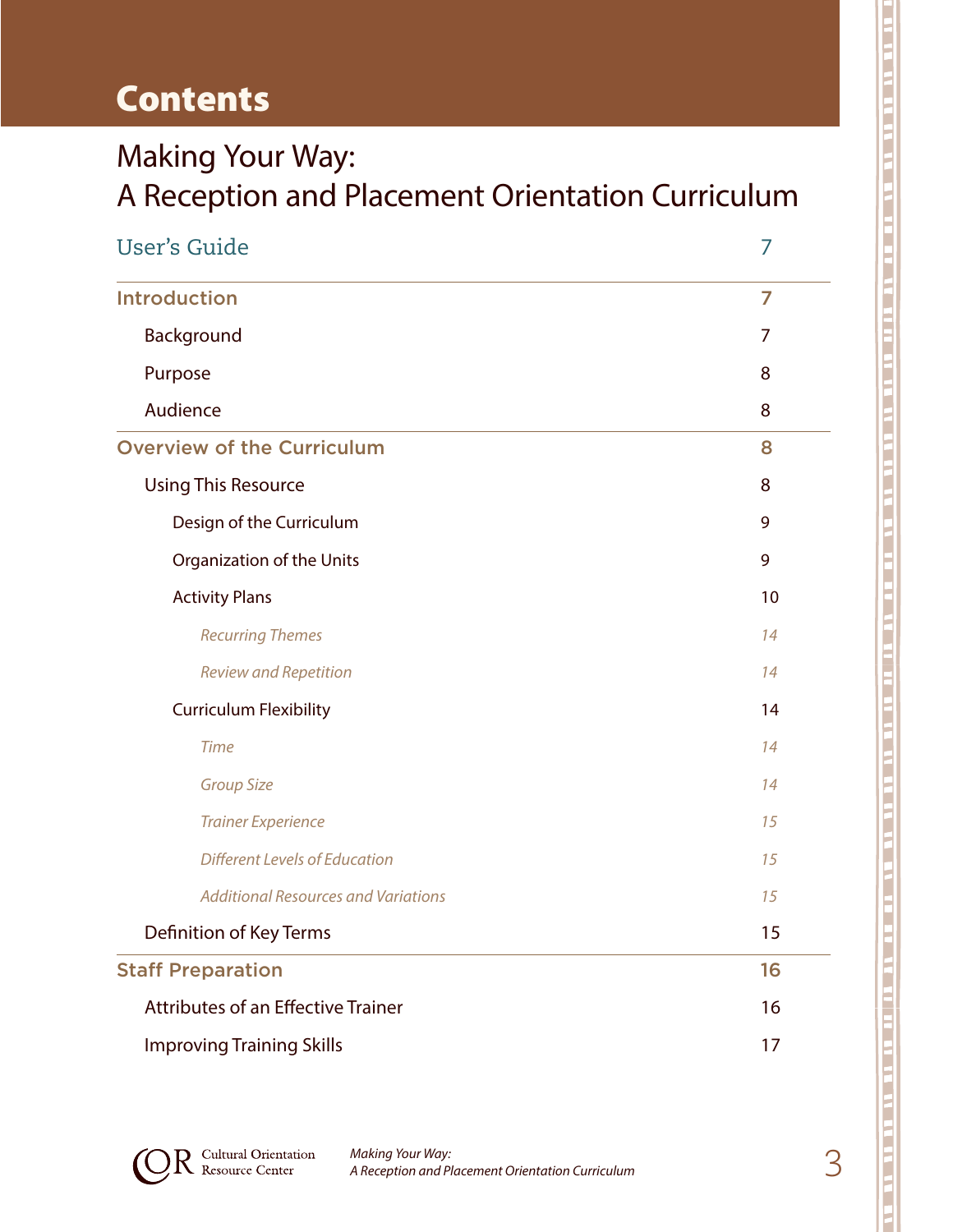# Contents

## Making Your Way: A Reception and Placement Orientation Curriculum

| | |
|---|---|
| User's Guide | 7 |
| **Introduction** | **7** |
| Background | 7 |
| Purpose | 8 |
| Audience | 8 |
| **Overview of the Curriculum** | **8** |
| Using This Resource | 8 |
| Design of the Curriculum | 9 |
| Organization of the Units | 9 |
| Activity Plans | 10 |
| *Recurring Themes* | *14* |
| *Review and Repetition* | *14* |
| Curriculum Flexibility | 14 |
| *Time* | *14* |
| *Group Size* | *14* |
| *Trainer Experience* | *15* |
| *Different Levels of Education* | *15* |
| *Additional Resources and Variations* | *15* |
| Definition of Key Terms | 15 |
| **Staff Preparation** | **16** |
| Attributes of an Effective Trainer | 16 |
| Improving Training Skills | 17 |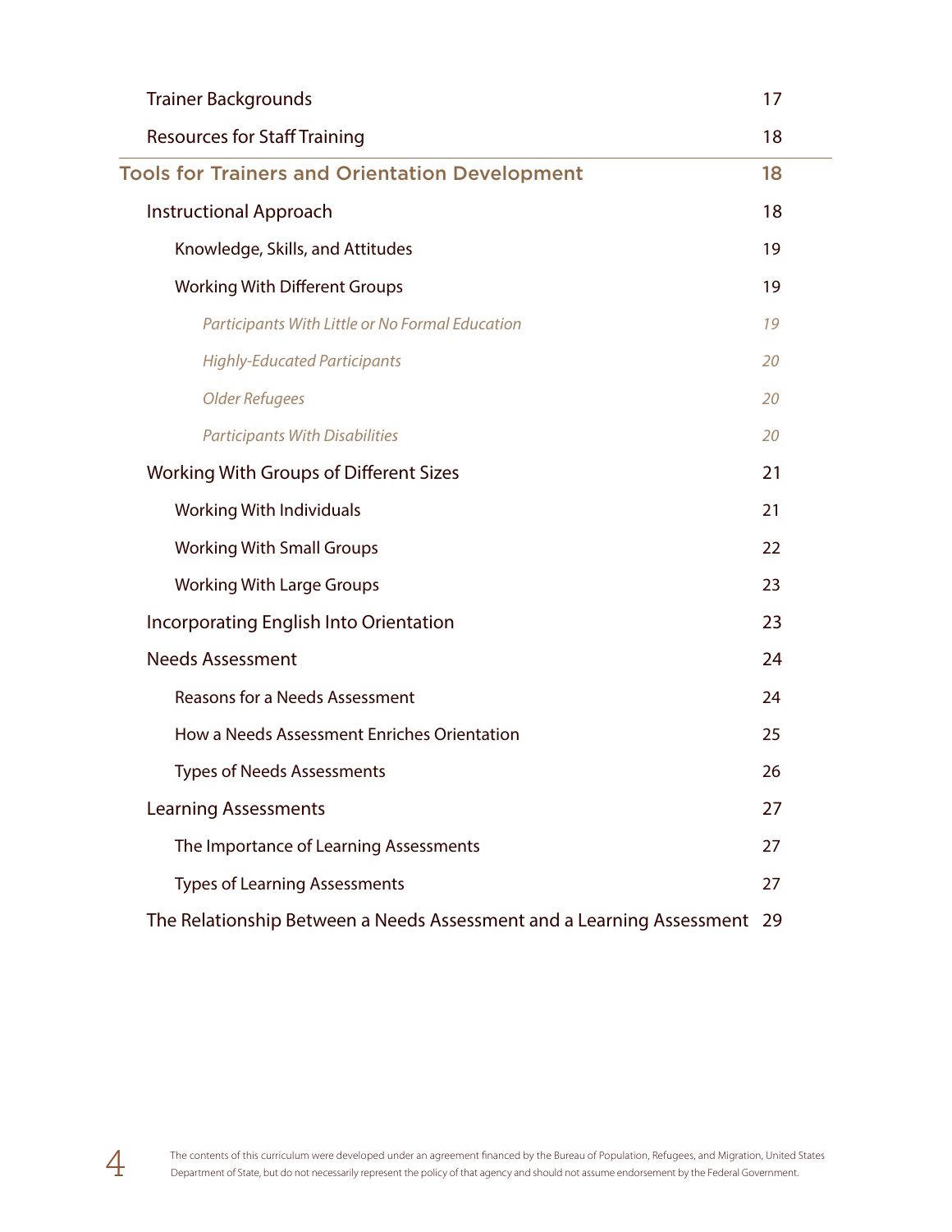| | |
|---|---|
| Trainer Backgrounds | 17 |
| Resources for Staff Training | 18 |
| **Tools for Trainers and Orientation Development** | **18** |
| Instructional Approach | 18 |
| Knowledge, Skills, and Attitudes | 19 |
| Working With Different Groups | 19 |
| *Participants With Little or No Formal Education* | *19* |
| *Highly-Educated Participants* | *20* |
| *Older Refugees* | *20* |
| *Participants With Disabilities* | *20* |
| Working With Groups of Different Sizes | 21 |
| Working With Individuals | 21 |
| Working With Small Groups | 22 |
| Working With Large Groups | 23 |
| Incorporating English Into Orientation | 23 |
| Needs Assessment | 24 |
| Reasons for a Needs Assessment | 24 |
| How a Needs Assessment Enriches Orientation | 25 |
| Types of Needs Assessments | 26 |
| Learning Assessments | 27 |
| The Importance of Learning Assessments | 27 |
| Types of Learning Assessments | 27 |
| The Relationship Between a Needs Assessment and a Learning Assessment | 29 |

The contents of this curriculum were developed under an agreement financed by the Bureau of Population, Refugees, and Migration, United States Department of State, but do not necessarily represent the policy of that agency and should not assume endorsement by the Federal Government.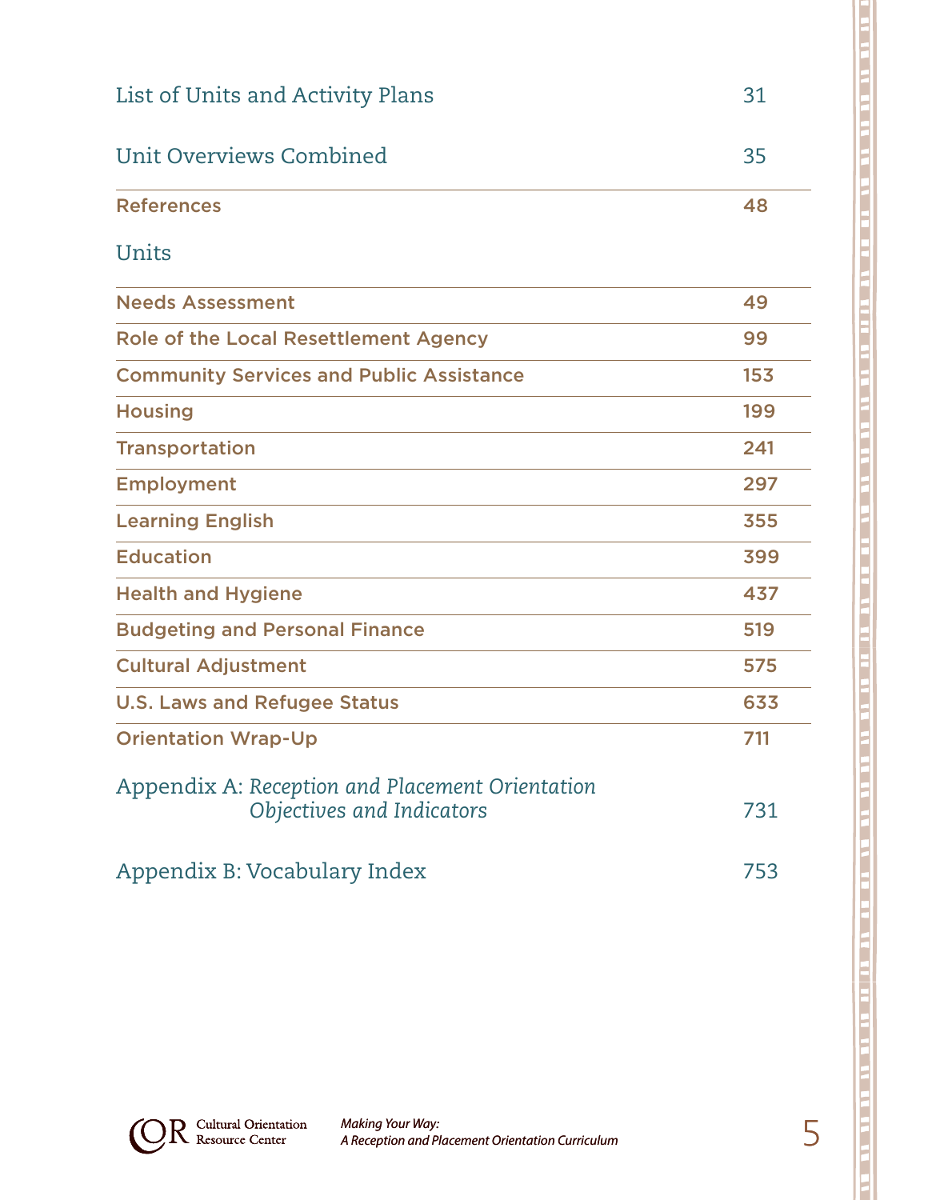| | |
|---|---|
| List of Units and Activity Plans | 31 |
| Unit Overviews Combined | 35 |
| **References** | **48** |

Units

| | |
|---|---|
| **Needs Assessment** | **49** |
| **Role of the Local Resettlement Agency** | **99** |
| **Community Services and Public Assistance** | **153** |
| **Housing** | **199** |
| **Transportation** | **241** |
| **Employment** | **297** |
| **Learning English** | **355** |
| **Education** | **399** |
| **Health and Hygiene** | **437** |
| **Budgeting and Personal Finance** | **519** |
| **Cultural Adjustment** | **575** |
| **U.S. Laws and Refugee Status** | **633** |
| **Orientation Wrap-Up** | **711** |

| | |
|---|---|
| Appendix A: *Reception and Placement Orientation Objectives and Indicators* | 731 |
| Appendix B: Vocabulary Index | 753 |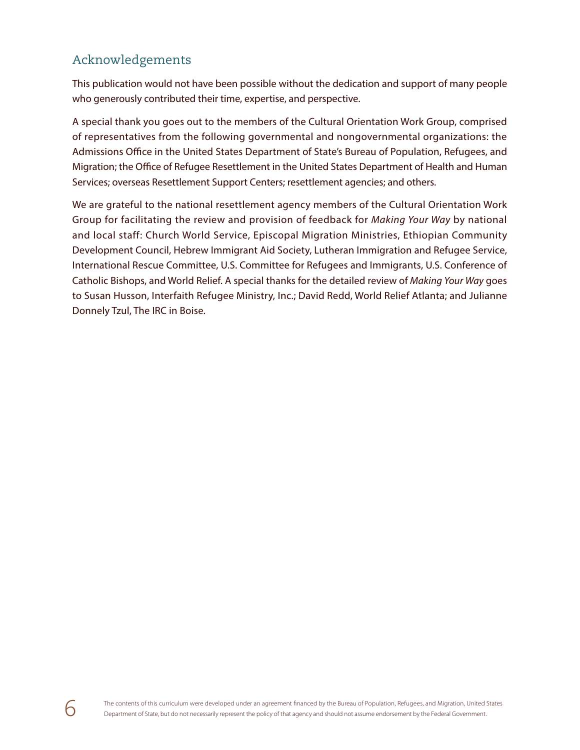## Acknowledgements

This publication would not have been possible without the dedication and support of many people who generously contributed their time, expertise, and perspective.

A special thank you goes out to the members of the Cultural Orientation Work Group, comprised of representatives from the following governmental and nongovernmental organizations: the Admissions Office in the United States Department of State's Bureau of Population, Refugees, and Migration; the Office of Refugee Resettlement in the United States Department of Health and Human Services; overseas Resettlement Support Centers; resettlement agencies; and others.

We are grateful to the national resettlement agency members of the Cultural Orientation Work Group for facilitating the review and provision of feedback for *Making Your Way* by national and local staff: Church World Service, Episcopal Migration Ministries, Ethiopian Community Development Council, Hebrew Immigrant Aid Society, Lutheran Immigration and Refugee Service, International Rescue Committee, U.S. Committee for Refugees and Immigrants, U.S. Conference of Catholic Bishops, and World Relief. A special thanks for the detailed review of *Making Your Way* goes to Susan Husson, Interfaith Refugee Ministry, Inc.; David Redd, World Relief Atlanta; and Julianne Donnely Tzul, The IRC in Boise.

The contents of this curriculum were developed under an agreement financed by the Bureau of Population, Refugees, and Migration, United States Department of State, but do not necessarily represent the policy of that agency and should not assume endorsement by the Federal Government.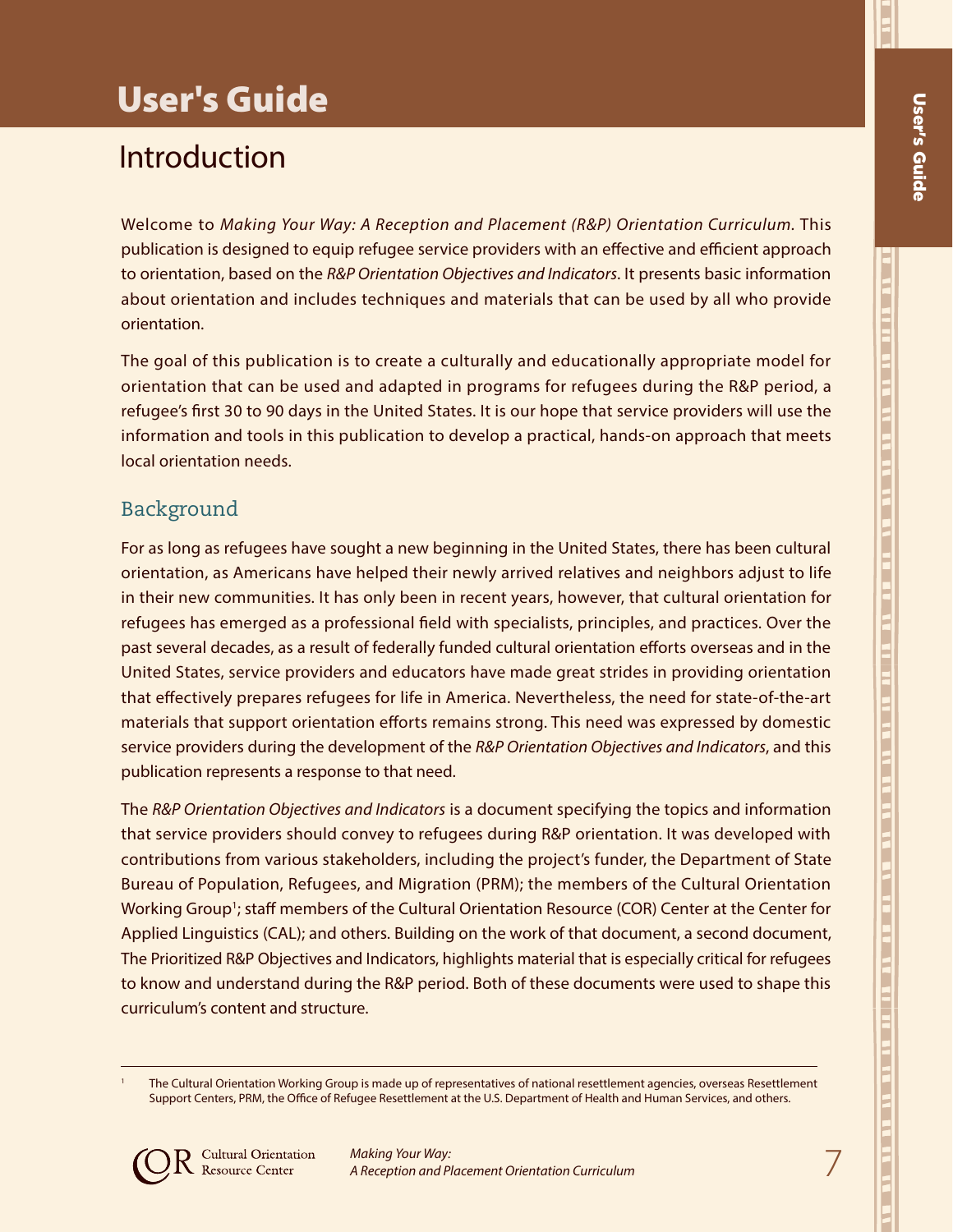# User's Guide

## Introduction

Welcome to *Making Your Way: A Reception and Placement (R&P) Orientation Curriculum.* This publication is designed to equip refugee service providers with an effective and efficient approach to orientation, based on the *R&P Orientation Objectives and Indicators*. It presents basic information about orientation and includes techniques and materials that can be used by all who provide orientation.

The goal of this publication is to create a culturally and educationally appropriate model for orientation that can be used and adapted in programs for refugees during the R&P period, a refugee's first 30 to 90 days in the United States. It is our hope that service providers will use the information and tools in this publication to develop a practical, hands-on approach that meets local orientation needs.

### Background

For as long as refugees have sought a new beginning in the United States, there has been cultural orientation, as Americans have helped their newly arrived relatives and neighbors adjust to life in their new communities. It has only been in recent years, however, that cultural orientation for refugees has emerged as a professional field with specialists, principles, and practices. Over the past several decades, as a result of federally funded cultural orientation efforts overseas and in the United States, service providers and educators have made great strides in providing orientation that effectively prepares refugees for life in America. Nevertheless, the need for state-of-the-art materials that support orientation efforts remains strong. This need was expressed by domestic service providers during the development of the *R&P Orientation Objectives and Indicators*, and this publication represents a response to that need.

The *R&P Orientation Objectives and Indicators* is a document specifying the topics and information that service providers should convey to refugees during R&P orientation. It was developed with contributions from various stakeholders, including the project's funder, the Department of State Bureau of Population, Refugees, and Migration (PRM); the members of the Cultural Orientation Working Group[1]; staff members of the Cultural Orientation Resource (COR) Center at the Center for Applied Linguistics (CAL); and others. Building on the work of that document, a second document, The Prioritized R&P Objectives and Indicators, highlights material that is especially critical for refugees to know and understand during the R&P period. Both of these documents were used to shape this curriculum's content and structure.

---

[1] The Cultural Orientation Working Group is made up of representatives of national resettlement agencies, overseas Resettlement Support Centers, PRM, the Office of Refugee Resettlement at the U.S. Department of Health and Human Services, and others.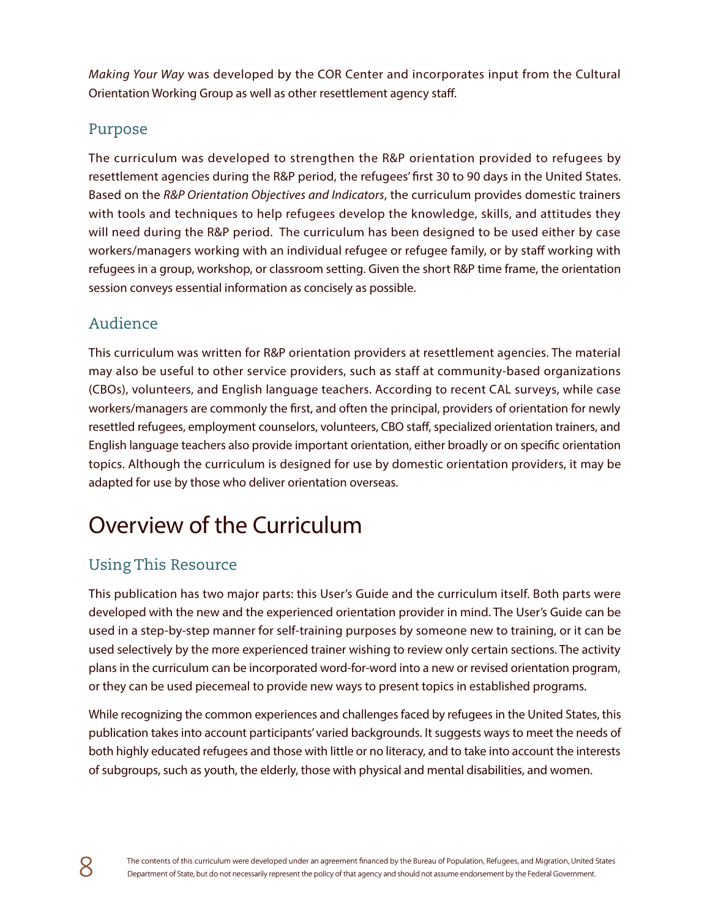*Making Your Way* was developed by the COR Center and incorporates input from the Cultural Orientation Working Group as well as other resettlement agency staff.

### Purpose

The curriculum was developed to strengthen the R&P orientation provided to refugees by resettlement agencies during the R&P period, the refugees' first 30 to 90 days in the United States. Based on the *R&P Orientation Objectives and Indicators*, the curriculum provides domestic trainers with tools and techniques to help refugees develop the knowledge, skills, and attitudes they will need during the R&P period. The curriculum has been designed to be used either by case workers/managers working with an individual refugee or refugee family, or by staff working with refugees in a group, workshop, or classroom setting. Given the short R&P time frame, the orientation session conveys essential information as concisely as possible.

### Audience

This curriculum was written for R&P orientation providers at resettlement agencies. The material may also be useful to other service providers, such as staff at community-based organizations (CBOs), volunteers, and English language teachers. According to recent CAL surveys, while case workers/managers are commonly the first, and often the principal, providers of orientation for newly resettled refugees, employment counselors, volunteers, CBO staff, specialized orientation trainers, and English language teachers also provide important orientation, either broadly or on specific orientation topics. Although the curriculum is designed for use by domestic orientation providers, it may be adapted for use by those who deliver orientation overseas.

## Overview of the Curriculum

### Using This Resource

This publication has two major parts: this User's Guide and the curriculum itself. Both parts were developed with the new and the experienced orientation provider in mind. The User's Guide can be used in a step-by-step manner for self-training purposes by someone new to training, or it can be used selectively by the more experienced trainer wishing to review only certain sections. The activity plans in the curriculum can be incorporated word-for-word into a new or revised orientation program, or they can be used piecemeal to provide new ways to present topics in established programs.

While recognizing the common experiences and challenges faced by refugees in the United States, this publication takes into account participants' varied backgrounds. It suggests ways to meet the needs of both highly educated refugees and those with little or no literacy, and to take into account the interests of subgroups, such as youth, the elderly, those with physical and mental disabilities, and women.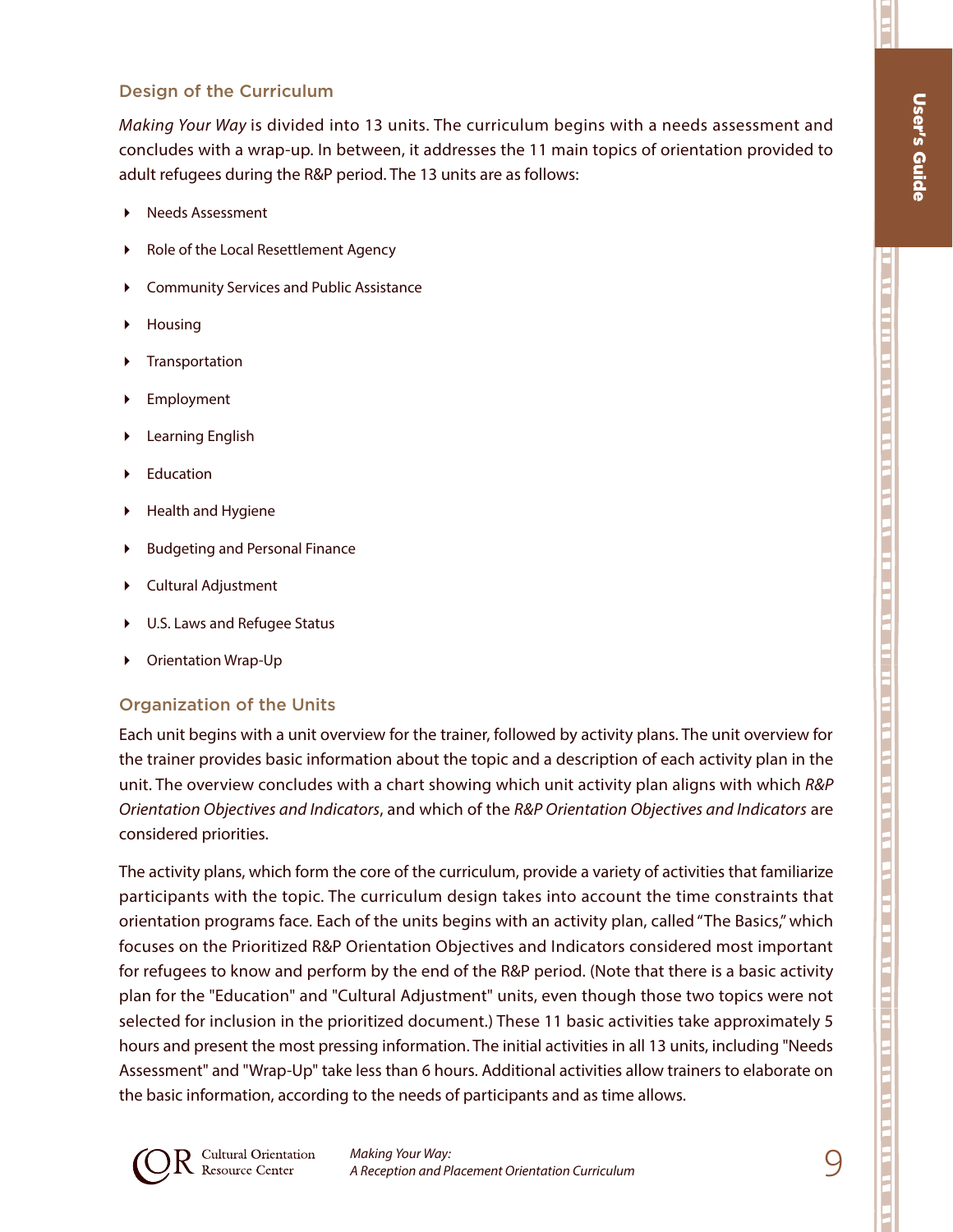## Design of the Curriculum

*Making Your Way* is divided into 13 units. The curriculum begins with a needs assessment and concludes with a wrap-up. In between, it addresses the 11 main topics of orientation provided to adult refugees during the R&P period. The 13 units are as follows:

- Needs Assessment
- Role of the Local Resettlement Agency
- Community Services and Public Assistance
- Housing
- Transportation
- Employment
- Learning English
- Education
- Health and Hygiene
- Budgeting and Personal Finance
- Cultural Adjustment
- U.S. Laws and Refugee Status
- Orientation Wrap-Up

## Organization of the Units

Each unit begins with a unit overview for the trainer, followed by activity plans. The unit overview for the trainer provides basic information about the topic and a description of each activity plan in the unit. The overview concludes with a chart showing which unit activity plan aligns with which *R&P Orientation Objectives and Indicators*, and which of the *R&P Orientation Objectives and Indicators* are considered priorities.

The activity plans, which form the core of the curriculum, provide a variety of activities that familiarize participants with the topic. The curriculum design takes into account the time constraints that orientation programs face. Each of the units begins with an activity plan, called "The Basics," which focuses on the Prioritized R&P Orientation Objectives and Indicators considered most important for refugees to know and perform by the end of the R&P period. (Note that there is a basic activity plan for the "Education" and "Cultural Adjustment" units, even though those two topics were not selected for inclusion in the prioritized document.) These 11 basic activities take approximately 5 hours and present the most pressing information. The initial activities in all 13 units, including "Needs Assessment" and "Wrap-Up" take less than 6 hours. Additional activities allow trainers to elaborate on the basic information, according to the needs of participants and as time allows.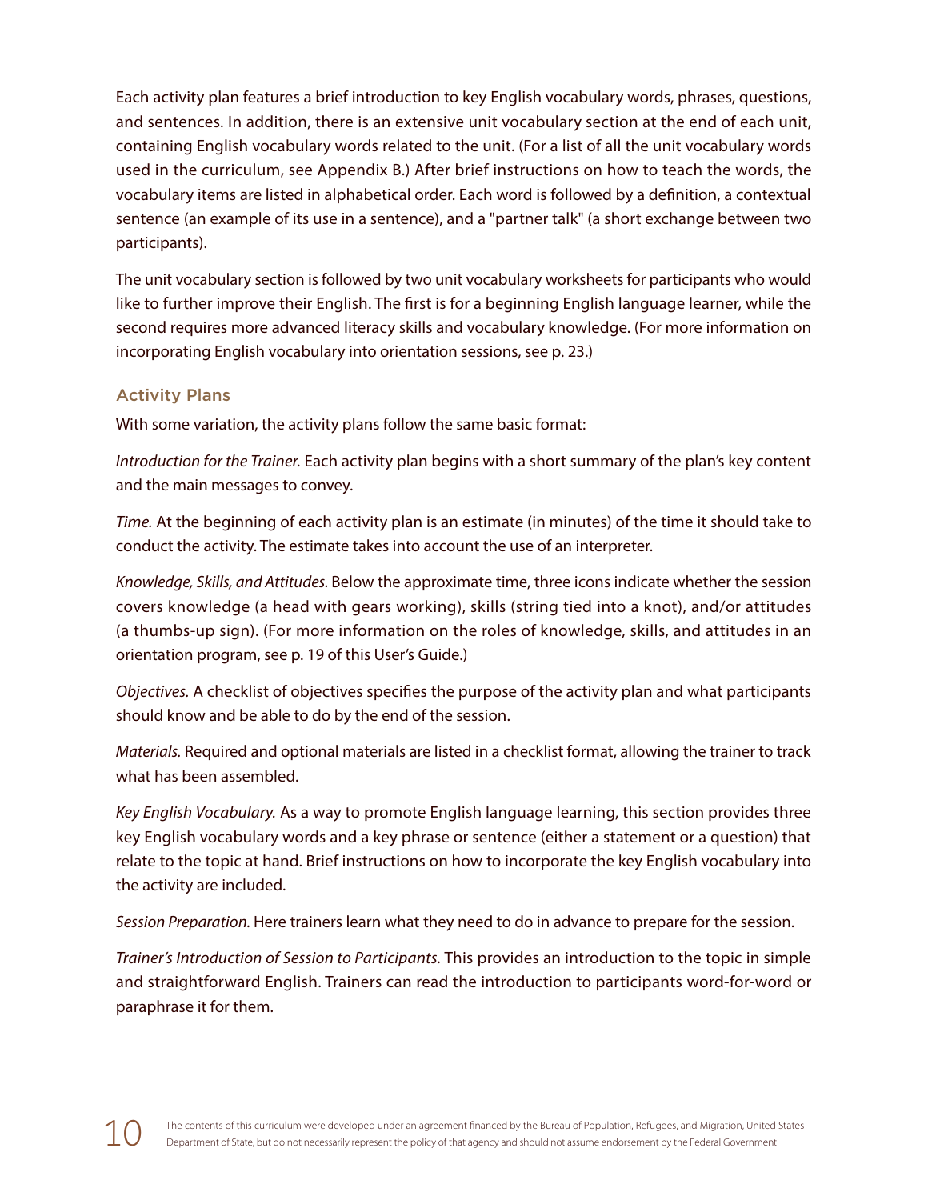Each activity plan features a brief introduction to key English vocabulary words, phrases, questions, and sentences. In addition, there is an extensive unit vocabulary section at the end of each unit, containing English vocabulary words related to the unit. (For a list of all the unit vocabulary words used in the curriculum, see Appendix B.) After brief instructions on how to teach the words, the vocabulary items are listed in alphabetical order. Each word is followed by a definition, a contextual sentence (an example of its use in a sentence), and a "partner talk" (a short exchange between two participants).

The unit vocabulary section is followed by two unit vocabulary worksheets for participants who would like to further improve their English. The first is for a beginning English language learner, while the second requires more advanced literacy skills and vocabulary knowledge. (For more information on incorporating English vocabulary into orientation sessions, see p. 23.)

### Activity Plans

With some variation, the activity plans follow the same basic format:

*Introduction for the Trainer.* Each activity plan begins with a short summary of the plan's key content and the main messages to convey.

*Time.* At the beginning of each activity plan is an estimate (in minutes) of the time it should take to conduct the activity. The estimate takes into account the use of an interpreter.

*Knowledge, Skills, and Attitudes.* Below the approximate time, three icons indicate whether the session covers knowledge (a head with gears working), skills (string tied into a knot), and/or attitudes (a thumbs-up sign). (For more information on the roles of knowledge, skills, and attitudes in an orientation program, see p. 19 of this User's Guide.)

*Objectives.* A checklist of objectives specifies the purpose of the activity plan and what participants should know and be able to do by the end of the session.

*Materials.* Required and optional materials are listed in a checklist format, allowing the trainer to track what has been assembled.

*Key English Vocabulary.* As a way to promote English language learning, this section provides three key English vocabulary words and a key phrase or sentence (either a statement or a question) that relate to the topic at hand. Brief instructions on how to incorporate the key English vocabulary into the activity are included.

*Session Preparation.* Here trainers learn what they need to do in advance to prepare for the session.

*Trainer's Introduction of Session to Participants.* This provides an introduction to the topic in simple and straightforward English. Trainers can read the introduction to participants word-for-word or paraphrase it for them.

The contents of this curriculum were developed under an agreement financed by the Bureau of Population, Refugees, and Migration, United States Department of State, but do not necessarily represent the policy of that agency and should not assume endorsement by the Federal Government.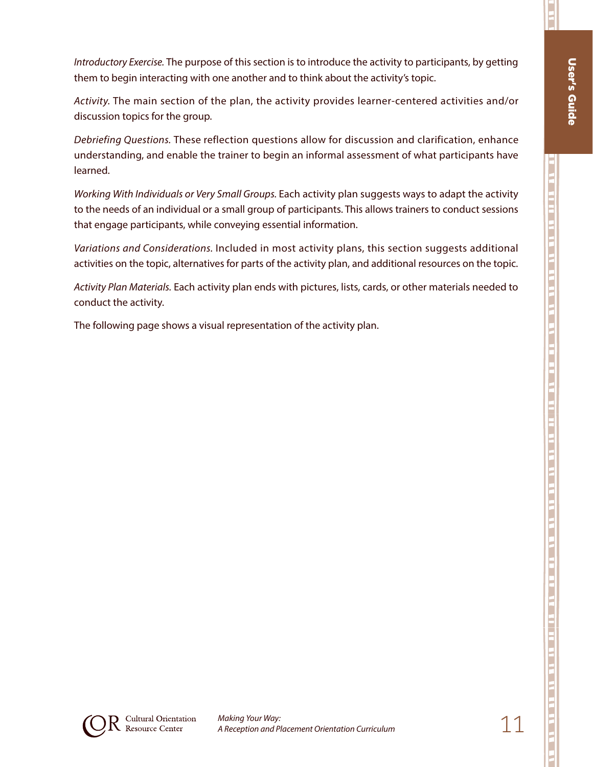*Introductory Exercise.* The purpose of this section is to introduce the activity to participants, by getting them to begin interacting with one another and to think about the activity's topic.

*Activity.* The main section of the plan, the activity provides learner-centered activities and/or discussion topics for the group.

*Debriefing Questions.* These reflection questions allow for discussion and clarification, enhance understanding, and enable the trainer to begin an informal assessment of what participants have learned.

*Working With Individuals or Very Small Groups.* Each activity plan suggests ways to adapt the activity to the needs of an individual or a small group of participants. This allows trainers to conduct sessions that engage participants, while conveying essential information.

*Variations and Considerations.* Included in most activity plans, this section suggests additional activities on the topic, alternatives for parts of the activity plan, and additional resources on the topic.

*Activity Plan Materials.* Each activity plan ends with pictures, lists, cards, or other materials needed to conduct the activity.

The following page shows a visual representation of the activity plan.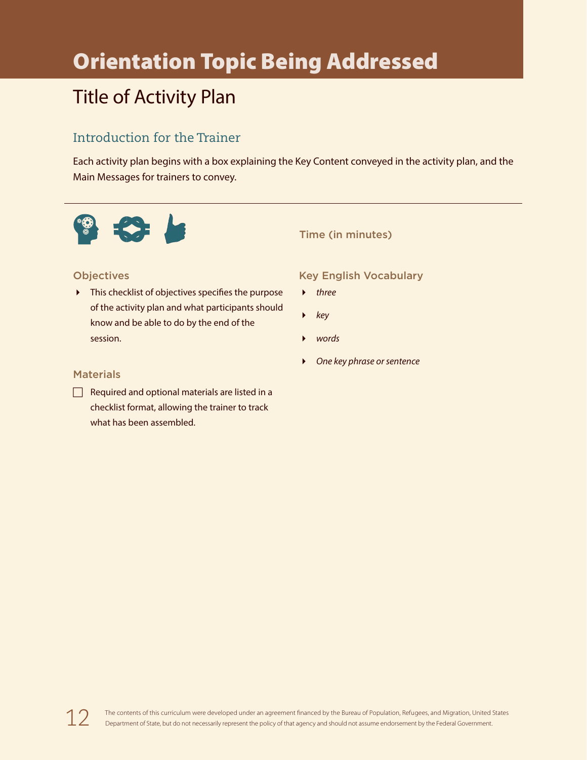# Orientation Topic Being Addressed

## Title of Activity Plan

### Introduction for the Trainer

Each activity plan begins with a box explaining the Key Content conveyed in the activity plan, and the Main Messages for trainers to convey.

---

#### Time (in minutes)

#### Objectives

- This checklist of objectives specifies the purpose of the activity plan and what participants should know and be able to do by the end of the session.

#### Materials

- [ ] Required and optional materials are listed in a checklist format, allowing the trainer to track what has been assembled.

#### Key English Vocabulary

- *three*
- *key*
- *words*
- *One key phrase or sentence*

The contents of this curriculum were developed under an agreement financed by the Bureau of Population, Refugees, and Migration, United States Department of State, but do not necessarily represent the policy of that agency and should not assume endorsement by the Federal Government.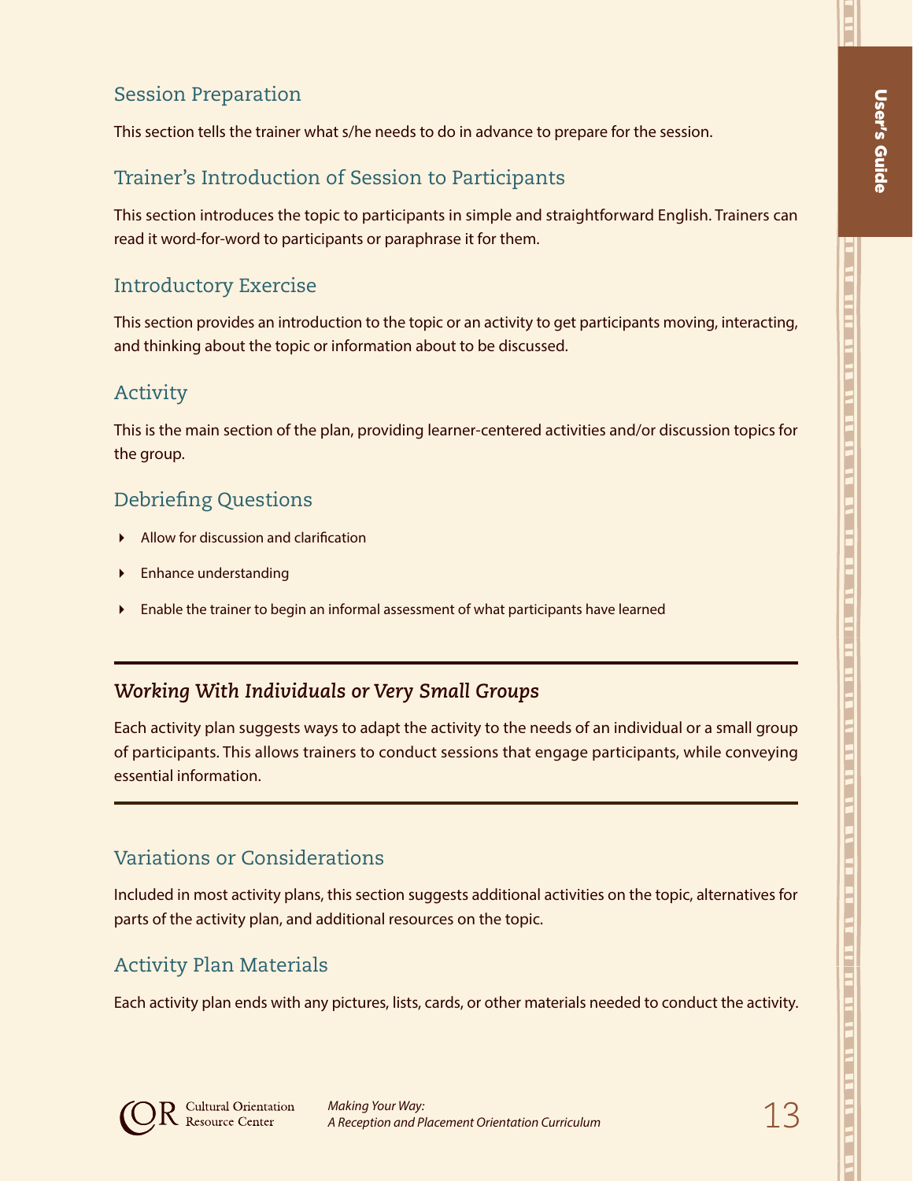## Session Preparation

This section tells the trainer what s/he needs to do in advance to prepare for the session.

## Trainer's Introduction of Session to Participants

This section introduces the topic to participants in simple and straightforward English. Trainers can read it word-for-word to participants or paraphrase it for them.

## Introductory Exercise

This section provides an introduction to the topic or an activity to get participants moving, interacting, and thinking about the topic or information about to be discussed.

## Activity

This is the main section of the plan, providing learner-centered activities and/or discussion topics for the group.

## Debriefing Questions

- Allow for discussion and clarification
- Enhance understanding
- Enable the trainer to begin an informal assessment of what participants have learned

---

### *Working With Individuals or Very Small Groups*

Each activity plan suggests ways to adapt the activity to the needs of an individual or a small group of participants. This allows trainers to conduct sessions that engage participants, while conveying essential information.

---

## Variations or Considerations

Included in most activity plans, this section suggests additional activities on the topic, alternatives for parts of the activity plan, and additional resources on the topic.

## Activity Plan Materials

Each activity plan ends with any pictures, lists, cards, or other materials needed to conduct the activity.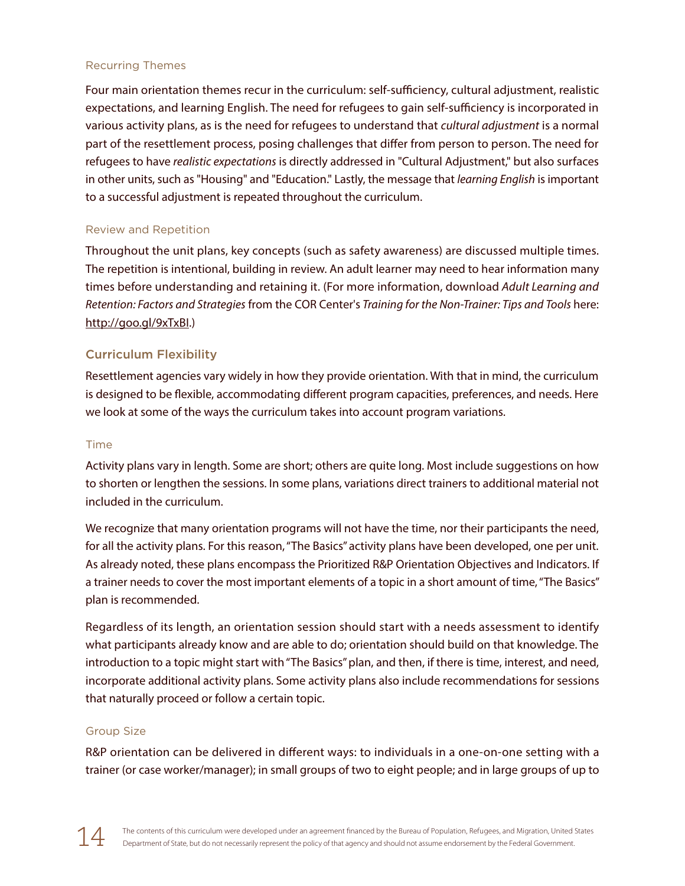### Recurring Themes

Four main orientation themes recur in the curriculum: self-sufficiency, cultural adjustment, realistic expectations, and learning English. The need for refugees to gain self-sufficiency is incorporated in various activity plans, as is the need for refugees to understand that *cultural adjustment* is a normal part of the resettlement process, posing challenges that differ from person to person. The need for refugees to have *realistic expectations* is directly addressed in "Cultural Adjustment," but also surfaces in other units, such as "Housing" and "Education." Lastly, the message that *learning English* is important to a successful adjustment is repeated throughout the curriculum.

### Review and Repetition

Throughout the unit plans, key concepts (such as safety awareness) are discussed multiple times. The repetition is intentional, building in review. An adult learner may need to hear information many times before understanding and retaining it. (For more information, download *Adult Learning and Retention: Factors and Strategies* from the COR Center's *Training for the Non-Trainer: Tips and Tools* here: http://goo.gl/9xTxBI.)

## Curriculum Flexibility

Resettlement agencies vary widely in how they provide orientation. With that in mind, the curriculum is designed to be flexible, accommodating different program capacities, preferences, and needs. Here we look at some of the ways the curriculum takes into account program variations.

### Time

Activity plans vary in length. Some are short; others are quite long. Most include suggestions on how to shorten or lengthen the sessions. In some plans, variations direct trainers to additional material not included in the curriculum.

We recognize that many orientation programs will not have the time, nor their participants the need, for all the activity plans. For this reason, "The Basics" activity plans have been developed, one per unit. As already noted, these plans encompass the Prioritized R&P Orientation Objectives and Indicators. If a trainer needs to cover the most important elements of a topic in a short amount of time, "The Basics" plan is recommended.

Regardless of its length, an orientation session should start with a needs assessment to identify what participants already know and are able to do; orientation should build on that knowledge. The introduction to a topic might start with "The Basics" plan, and then, if there is time, interest, and need, incorporate additional activity plans. Some activity plans also include recommendations for sessions that naturally proceed or follow a certain topic.

### Group Size

R&P orientation can be delivered in different ways: to individuals in a one-on-one setting with a trainer (or case worker/manager); in small groups of two to eight people; and in large groups of up to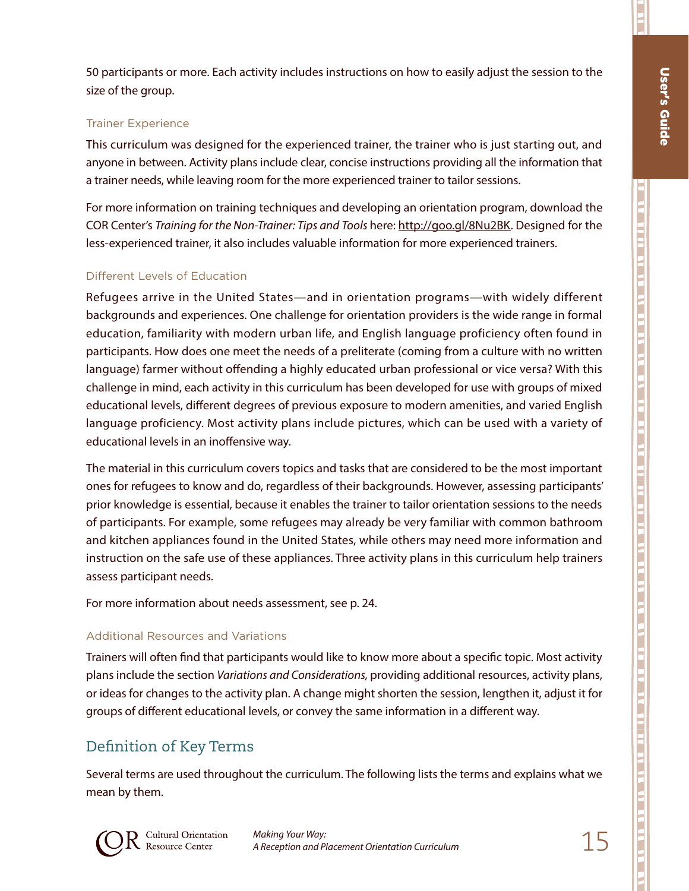50 participants or more. Each activity includes instructions on how to easily adjust the session to the size of the group.

### Trainer Experience

This curriculum was designed for the experienced trainer, the trainer who is just starting out, and anyone in between. Activity plans include clear, concise instructions providing all the information that a trainer needs, while leaving room for the more experienced trainer to tailor sessions.

For more information on training techniques and developing an orientation program, download the COR Center's *Training for the Non-Trainer: Tips and Tools* here: http://goo.gl/8Nu2BK. Designed for the less-experienced trainer, it also includes valuable information for more experienced trainers.

### Different Levels of Education

Refugees arrive in the United States—and in orientation programs—with widely different backgrounds and experiences. One challenge for orientation providers is the wide range in formal education, familiarity with modern urban life, and English language proficiency often found in participants. How does one meet the needs of a preliterate (coming from a culture with no written language) farmer without offending a highly educated urban professional or vice versa? With this challenge in mind, each activity in this curriculum has been developed for use with groups of mixed educational levels, different degrees of previous exposure to modern amenities, and varied English language proficiency. Most activity plans include pictures, which can be used with a variety of educational levels in an inoffensive way.

The material in this curriculum covers topics and tasks that are considered to be the most important ones for refugees to know and do, regardless of their backgrounds. However, assessing participants' prior knowledge is essential, because it enables the trainer to tailor orientation sessions to the needs of participants. For example, some refugees may already be very familiar with common bathroom and kitchen appliances found in the United States, while others may need more information and instruction on the safe use of these appliances. Three activity plans in this curriculum help trainers assess participant needs.

For more information about needs assessment, see p. 24.

### Additional Resources and Variations

Trainers will often find that participants would like to know more about a specific topic. Most activity plans include the section *Variations and Considerations,* providing additional resources, activity plans, or ideas for changes to the activity plan. A change might shorten the session, lengthen it, adjust it for groups of different educational levels, or convey the same information in a different way.

## Definition of Key Terms

Several terms are used throughout the curriculum. The following lists the terms and explains what we mean by them.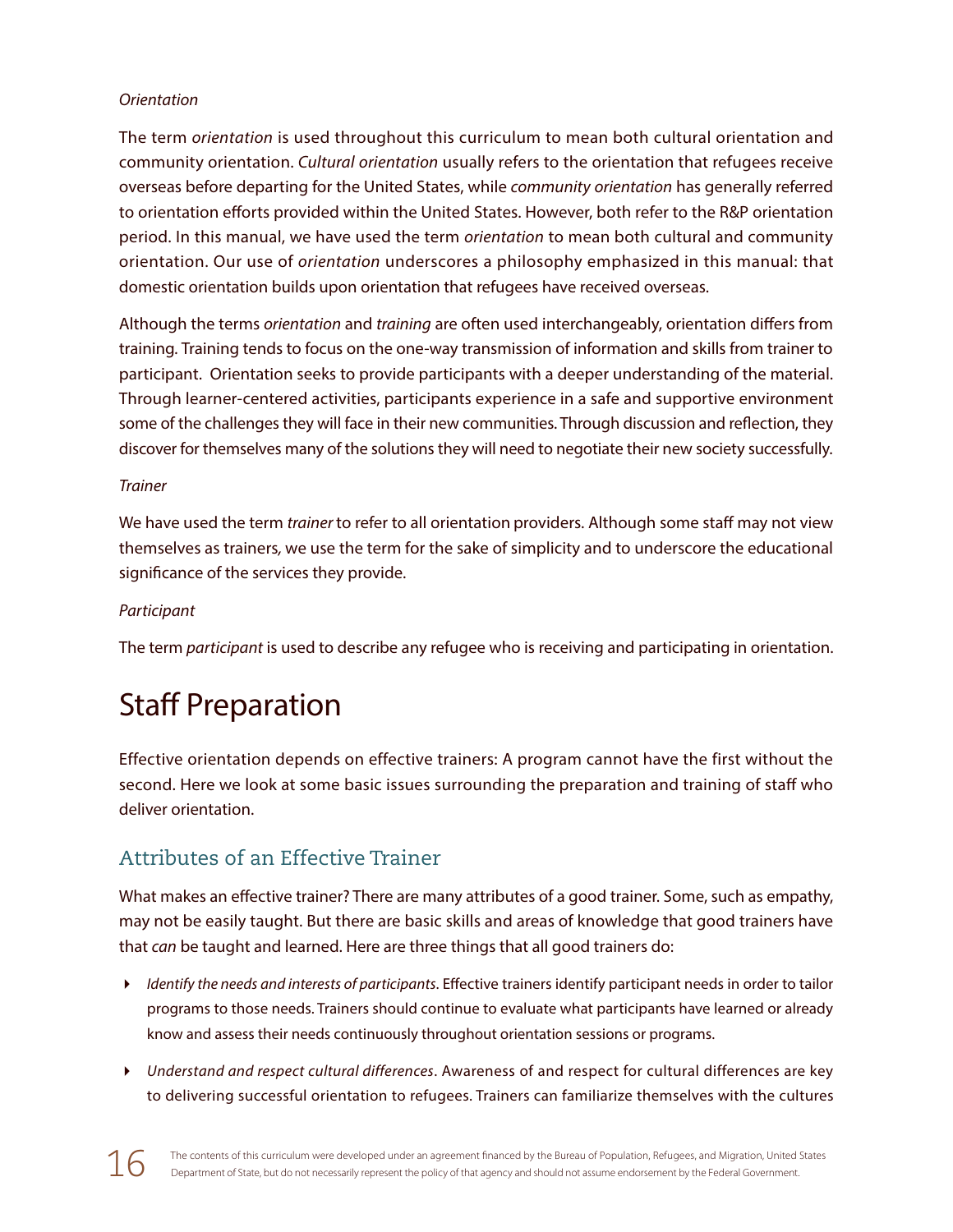*Orientation*

The term *orientation* is used throughout this curriculum to mean both cultural orientation and community orientation. *Cultural orientation* usually refers to the orientation that refugees receive overseas before departing for the United States, while *community orientation* has generally referred to orientation efforts provided within the United States. However, both refer to the R&P orientation period. In this manual, we have used the term *orientation* to mean both cultural and community orientation. Our use of *orientation* underscores a philosophy emphasized in this manual: that domestic orientation builds upon orientation that refugees have received overseas.

Although the terms *orientation* and *training* are often used interchangeably, orientation differs from training. Training tends to focus on the one-way transmission of information and skills from trainer to participant. Orientation seeks to provide participants with a deeper understanding of the material. Through learner-centered activities, participants experience in a safe and supportive environment some of the challenges they will face in their new communities. Through discussion and reflection, they discover for themselves many of the solutions they will need to negotiate their new society successfully.

*Trainer*

We have used the term *trainer* to refer to all orientation providers. Although some staff may not view themselves as trainers, we use the term for the sake of simplicity and to underscore the educational significance of the services they provide.

*Participant*

The term *participant* is used to describe any refugee who is receiving and participating in orientation.

# Staff Preparation

Effective orientation depends on effective trainers: A program cannot have the first without the second. Here we look at some basic issues surrounding the preparation and training of staff who deliver orientation.

## Attributes of an Effective Trainer

What makes an effective trainer? There are many attributes of a good trainer. Some, such as empathy, may not be easily taught. But there are basic skills and areas of knowledge that good trainers have that *can* be taught and learned. Here are three things that all good trainers do:

- *Identify the needs and interests of participants*. Effective trainers identify participant needs in order to tailor programs to those needs. Trainers should continue to evaluate what participants have learned or already know and assess their needs continuously throughout orientation sessions or programs.
- *Understand and respect cultural differences*. Awareness of and respect for cultural differences are key to delivering successful orientation to refugees. Trainers can familiarize themselves with the cultures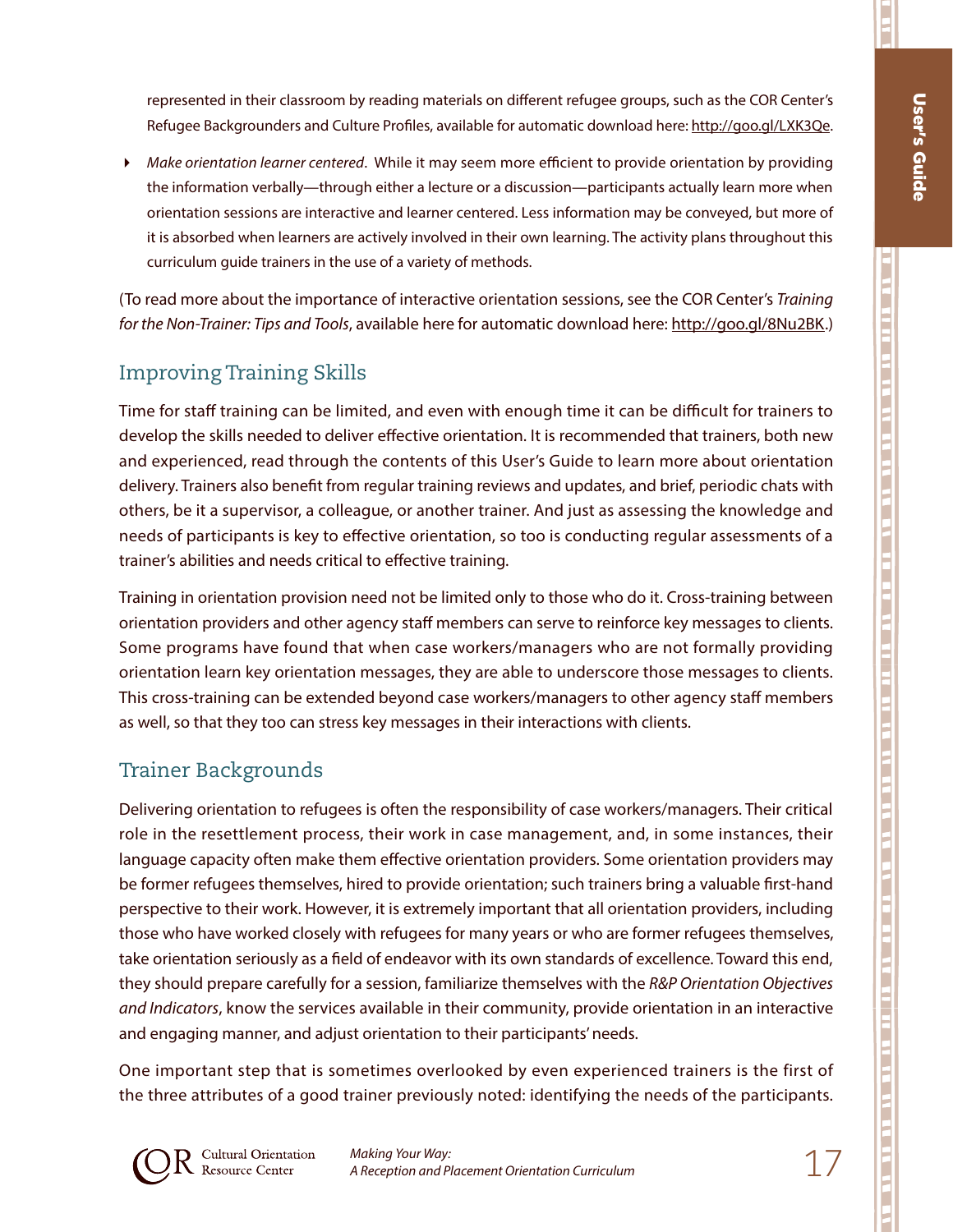represented in their classroom by reading materials on different refugee groups, such as the COR Center's Refugee Backgrounders and Culture Profiles, available for automatic download here: http://goo.gl/LXK3Qe.

- *Make orientation learner centered*. While it may seem more efficient to provide orientation by providing the information verbally—through either a lecture or a discussion—participants actually learn more when orientation sessions are interactive and learner centered. Less information may be conveyed, but more of it is absorbed when learners are actively involved in their own learning. The activity plans throughout this curriculum guide trainers in the use of a variety of methods.

(To read more about the importance of interactive orientation sessions, see the COR Center's *Training for the Non-Trainer: Tips and Tools*, available here for automatic download here: http://goo.gl/8Nu2BK.)

## Improving Training Skills

Time for staff training can be limited, and even with enough time it can be difficult for trainers to develop the skills needed to deliver effective orientation. It is recommended that trainers, both new and experienced, read through the contents of this User's Guide to learn more about orientation delivery. Trainers also benefit from regular training reviews and updates, and brief, periodic chats with others, be it a supervisor, a colleague, or another trainer. And just as assessing the knowledge and needs of participants is key to effective orientation, so too is conducting regular assessments of a trainer's abilities and needs critical to effective training.

Training in orientation provision need not be limited only to those who do it. Cross-training between orientation providers and other agency staff members can serve to reinforce key messages to clients. Some programs have found that when case workers/managers who are not formally providing orientation learn key orientation messages, they are able to underscore those messages to clients. This cross-training can be extended beyond case workers/managers to other agency staff members as well, so that they too can stress key messages in their interactions with clients.

## Trainer Backgrounds

Delivering orientation to refugees is often the responsibility of case workers/managers. Their critical role in the resettlement process, their work in case management, and, in some instances, their language capacity often make them effective orientation providers. Some orientation providers may be former refugees themselves, hired to provide orientation; such trainers bring a valuable first-hand perspective to their work. However, it is extremely important that all orientation providers, including those who have worked closely with refugees for many years or who are former refugees themselves, take orientation seriously as a field of endeavor with its own standards of excellence. Toward this end, they should prepare carefully for a session, familiarize themselves with the *R&P Orientation Objectives and Indicators*, know the services available in their community, provide orientation in an interactive and engaging manner, and adjust orientation to their participants' needs.

One important step that is sometimes overlooked by even experienced trainers is the first of the three attributes of a good trainer previously noted: identifying the needs of the participants.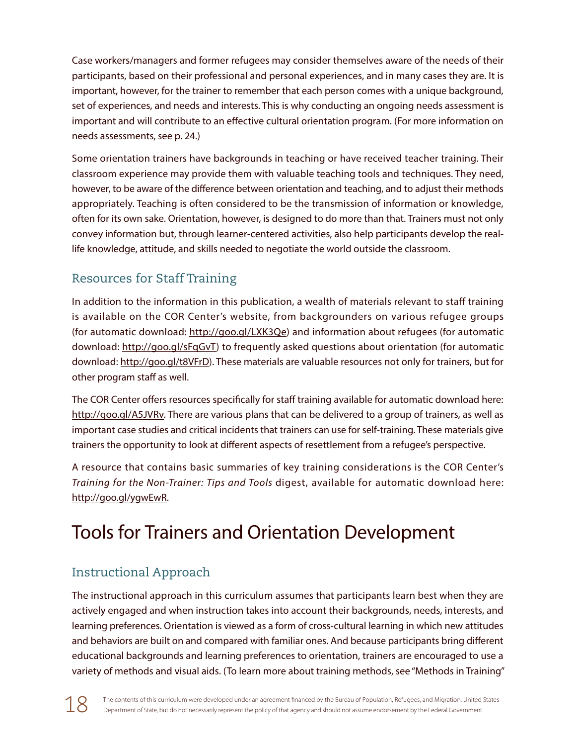Case workers/managers and former refugees may consider themselves aware of the needs of their participants, based on their professional and personal experiences, and in many cases they are. It is important, however, for the trainer to remember that each person comes with a unique background, set of experiences, and needs and interests. This is why conducting an ongoing needs assessment is important and will contribute to an effective cultural orientation program. (For more information on needs assessments, see p. 24.)

Some orientation trainers have backgrounds in teaching or have received teacher training. Their classroom experience may provide them with valuable teaching tools and techniques. They need, however, to be aware of the difference between orientation and teaching, and to adjust their methods appropriately. Teaching is often considered to be the transmission of information or knowledge, often for its own sake. Orientation, however, is designed to do more than that. Trainers must not only convey information but, through learner-centered activities, also help participants develop the real-life knowledge, attitude, and skills needed to negotiate the world outside the classroom.

### Resources for Staff Training

In addition to the information in this publication, a wealth of materials relevant to staff training is available on the COR Center's website, from backgrounders on various refugee groups (for automatic download: http://goo.gl/LXK3Qe) and information about refugees (for automatic download: http://goo.gl/sFqGvT) to frequently asked questions about orientation (for automatic download: http://goo.gl/t8VFrD). These materials are valuable resources not only for trainers, but for other program staff as well.

The COR Center offers resources specifically for staff training available for automatic download here: http://goo.gl/A5JVRv. There are various plans that can be delivered to a group of trainers, as well as important case studies and critical incidents that trainers can use for self-training. These materials give trainers the opportunity to look at different aspects of resettlement from a refugee's perspective.

A resource that contains basic summaries of key training considerations is the COR Center's *Training for the Non-Trainer: Tips and Tools* digest, available for automatic download here: http://goo.gl/ygwEwR.

## Tools for Trainers and Orientation Development

### Instructional Approach

The instructional approach in this curriculum assumes that participants learn best when they are actively engaged and when instruction takes into account their backgrounds, needs, interests, and learning preferences. Orientation is viewed as a form of cross-cultural learning in which new attitudes and behaviors are built on and compared with familiar ones. And because participants bring different educational backgrounds and learning preferences to orientation, trainers are encouraged to use a variety of methods and visual aids. (To learn more about training methods, see "Methods in Training"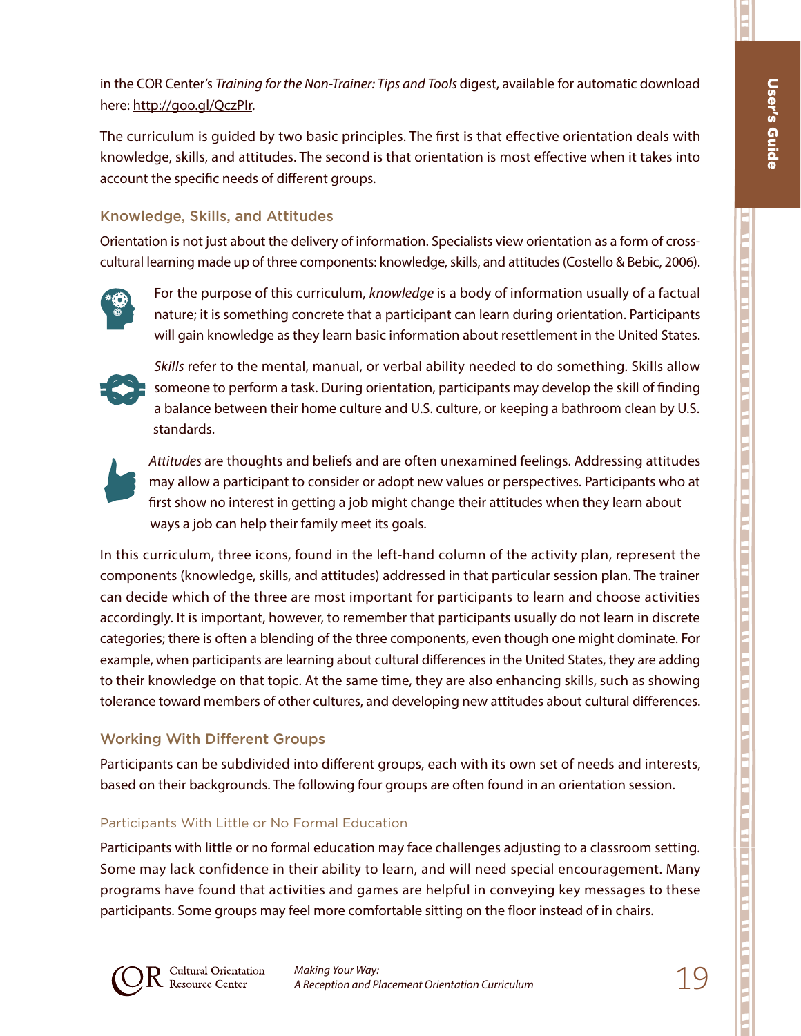in the COR Center's *Training for the Non-Trainer: Tips and Tools* digest, available for automatic download here: http://goo.gl/QczPIr.

The curriculum is guided by two basic principles. The first is that effective orientation deals with knowledge, skills, and attitudes. The second is that orientation is most effective when it takes into account the specific needs of different groups.

## Knowledge, Skills, and Attitudes

Orientation is not just about the delivery of information. Specialists view orientation as a form of cross-cultural learning made up of three components: knowledge, skills, and attitudes (Costello & Bebic, 2006).

For the purpose of this curriculum, *knowledge* is a body of information usually of a factual nature; it is something concrete that a participant can learn during orientation. Participants will gain knowledge as they learn basic information about resettlement in the United States.

*Skills* refer to the mental, manual, or verbal ability needed to do something. Skills allow someone to perform a task. During orientation, participants may develop the skill of finding a balance between their home culture and U.S. culture, or keeping a bathroom clean by U.S. standards.

*Attitudes* are thoughts and beliefs and are often unexamined feelings. Addressing attitudes may allow a participant to consider or adopt new values or perspectives. Participants who at first show no interest in getting a job might change their attitudes when they learn about ways a job can help their family meet its goals.

In this curriculum, three icons, found in the left-hand column of the activity plan, represent the components (knowledge, skills, and attitudes) addressed in that particular session plan. The trainer can decide which of the three are most important for participants to learn and choose activities accordingly. It is important, however, to remember that participants usually do not learn in discrete categories; there is often a blending of the three components, even though one might dominate. For example, when participants are learning about cultural differences in the United States, they are adding to their knowledge on that topic. At the same time, they are also enhancing skills, such as showing tolerance toward members of other cultures, and developing new attitudes about cultural differences.

## Working With Different Groups

Participants can be subdivided into different groups, each with its own set of needs and interests, based on their backgrounds. The following four groups are often found in an orientation session.

### Participants With Little or No Formal Education

Participants with little or no formal education may face challenges adjusting to a classroom setting. Some may lack confidence in their ability to learn, and will need special encouragement. Many programs have found that activities and games are helpful in conveying key messages to these participants. Some groups may feel more comfortable sitting on the floor instead of in chairs.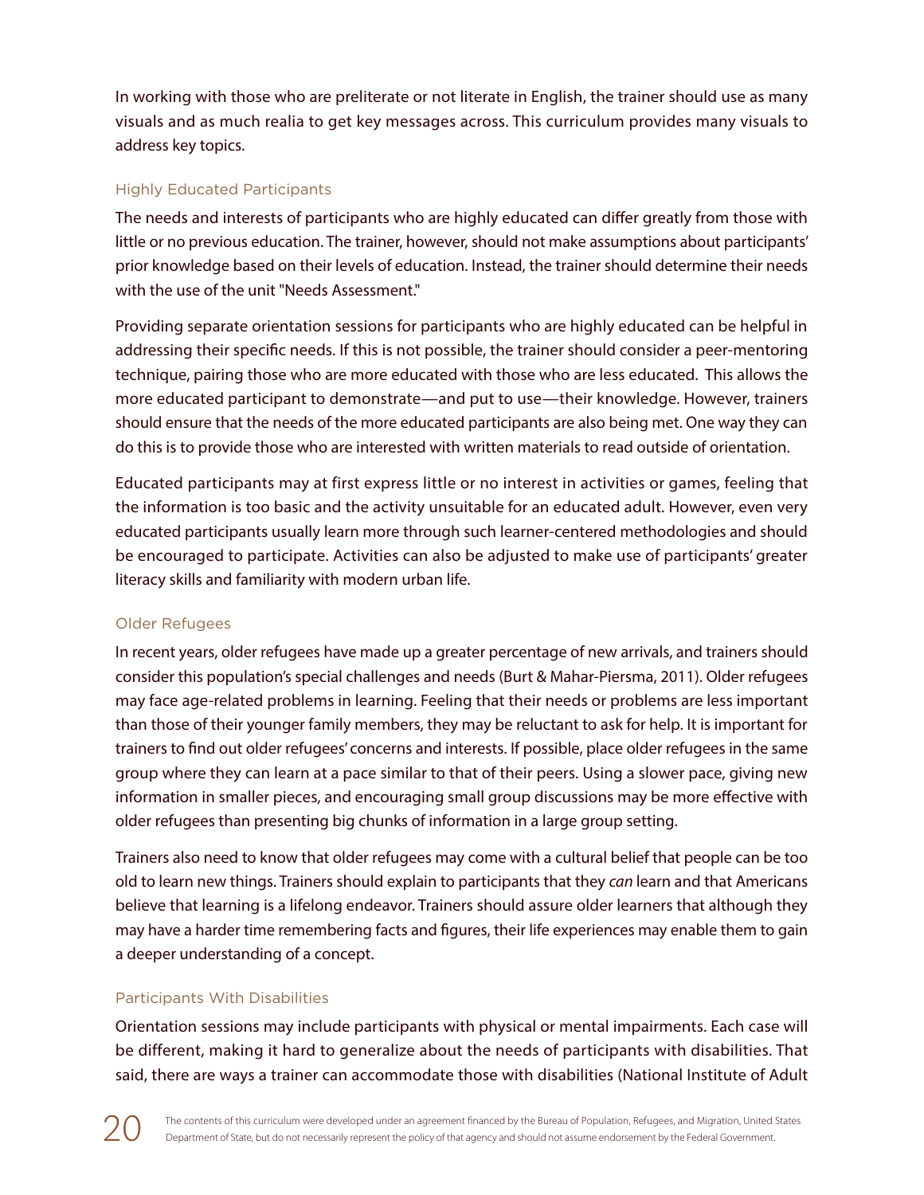In working with those who are preliterate or not literate in English, the trainer should use as many visuals and as much realia to get key messages across. This curriculum provides many visuals to address key topics.

### Highly Educated Participants

The needs and interests of participants who are highly educated can differ greatly from those with little or no previous education. The trainer, however, should not make assumptions about participants' prior knowledge based on their levels of education. Instead, the trainer should determine their needs with the use of the unit "Needs Assessment."

Providing separate orientation sessions for participants who are highly educated can be helpful in addressing their specific needs. If this is not possible, the trainer should consider a peer-mentoring technique, pairing those who are more educated with those who are less educated. This allows the more educated participant to demonstrate—and put to use—their knowledge. However, trainers should ensure that the needs of the more educated participants are also being met. One way they can do this is to provide those who are interested with written materials to read outside of orientation.

Educated participants may at first express little or no interest in activities or games, feeling that the information is too basic and the activity unsuitable for an educated adult. However, even very educated participants usually learn more through such learner-centered methodologies and should be encouraged to participate. Activities can also be adjusted to make use of participants' greater literacy skills and familiarity with modern urban life.

### Older Refugees

In recent years, older refugees have made up a greater percentage of new arrivals, and trainers should consider this population's special challenges and needs (Burt & Mahar-Piersma, 2011). Older refugees may face age-related problems in learning. Feeling that their needs or problems are less important than those of their younger family members, they may be reluctant to ask for help. It is important for trainers to find out older refugees' concerns and interests. If possible, place older refugees in the same group where they can learn at a pace similar to that of their peers. Using a slower pace, giving new information in smaller pieces, and encouraging small group discussions may be more effective with older refugees than presenting big chunks of information in a large group setting.

Trainers also need to know that older refugees may come with a cultural belief that people can be too old to learn new things. Trainers should explain to participants that they *can* learn and that Americans believe that learning is a lifelong endeavor. Trainers should assure older learners that although they may have a harder time remembering facts and figures, their life experiences may enable them to gain a deeper understanding of a concept.

### Participants With Disabilities

Orientation sessions may include participants with physical or mental impairments. Each case will be different, making it hard to generalize about the needs of participants with disabilities. That said, there are ways a trainer can accommodate those with disabilities (National Institute of Adult

The contents of this curriculum were developed under an agreement financed by the Bureau of Population, Refugees, and Migration, United States Department of State, but do not necessarily represent the policy of that agency and should not assume endorsement by the Federal Government.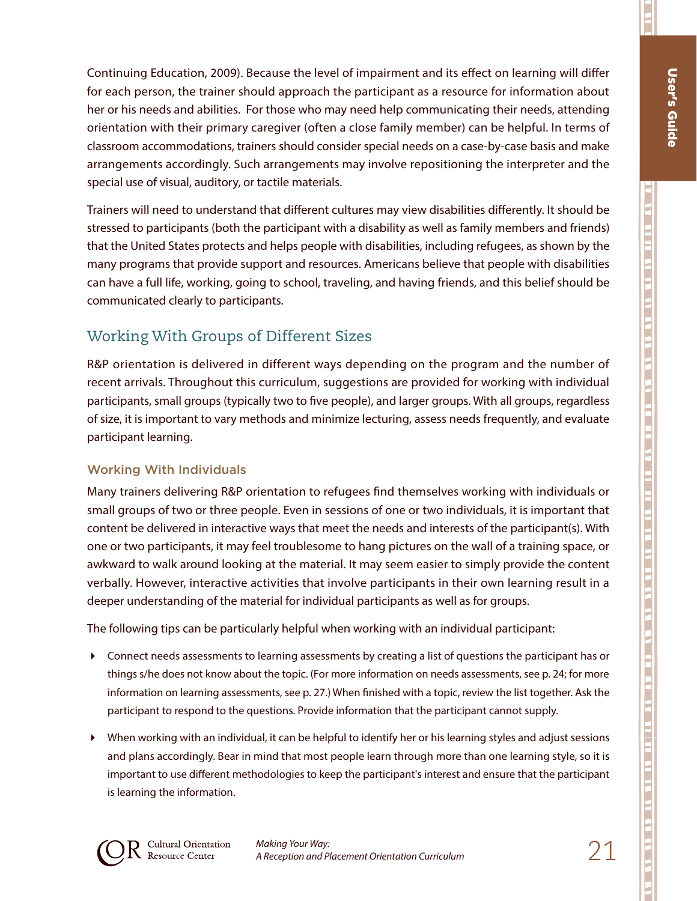Continuing Education, 2009). Because the level of impairment and its effect on learning will differ for each person, the trainer should approach the participant as a resource for information about her or his needs and abilities. For those who may need help communicating their needs, attending orientation with their primary caregiver (often a close family member) can be helpful. In terms of classroom accommodations, trainers should consider special needs on a case-by-case basis and make arrangements accordingly. Such arrangements may involve repositioning the interpreter and the special use of visual, auditory, or tactile materials.

Trainers will need to understand that different cultures may view disabilities differently. It should be stressed to participants (both the participant with a disability as well as family members and friends) that the United States protects and helps people with disabilities, including refugees, as shown by the many programs that provide support and resources. Americans believe that people with disabilities can have a full life, working, going to school, traveling, and having friends, and this belief should be communicated clearly to participants.

## Working With Groups of Different Sizes

R&P orientation is delivered in different ways depending on the program and the number of recent arrivals. Throughout this curriculum, suggestions are provided for working with individual participants, small groups (typically two to five people), and larger groups. With all groups, regardless of size, it is important to vary methods and minimize lecturing, assess needs frequently, and evaluate participant learning.

### Working With Individuals

Many trainers delivering R&P orientation to refugees find themselves working with individuals or small groups of two or three people. Even in sessions of one or two individuals, it is important that content be delivered in interactive ways that meet the needs and interests of the participant(s). With one or two participants, it may feel troublesome to hang pictures on the wall of a training space, or awkward to walk around looking at the material. It may seem easier to simply provide the content verbally. However, interactive activities that involve participants in their own learning result in a deeper understanding of the material for individual participants as well as for groups.

The following tips can be particularly helpful when working with an individual participant:

- Connect needs assessments to learning assessments by creating a list of questions the participant has or things s/he does not know about the topic. (For more information on needs assessments, see p. 24; for more information on learning assessments, see p. 27.) When finished with a topic, review the list together. Ask the participant to respond to the questions. Provide information that the participant cannot supply.
- When working with an individual, it can be helpful to identify her or his learning styles and adjust sessions and plans accordingly. Bear in mind that most people learn through more than one learning style, so it is important to use different methodologies to keep the participant's interest and ensure that the participant is learning the information.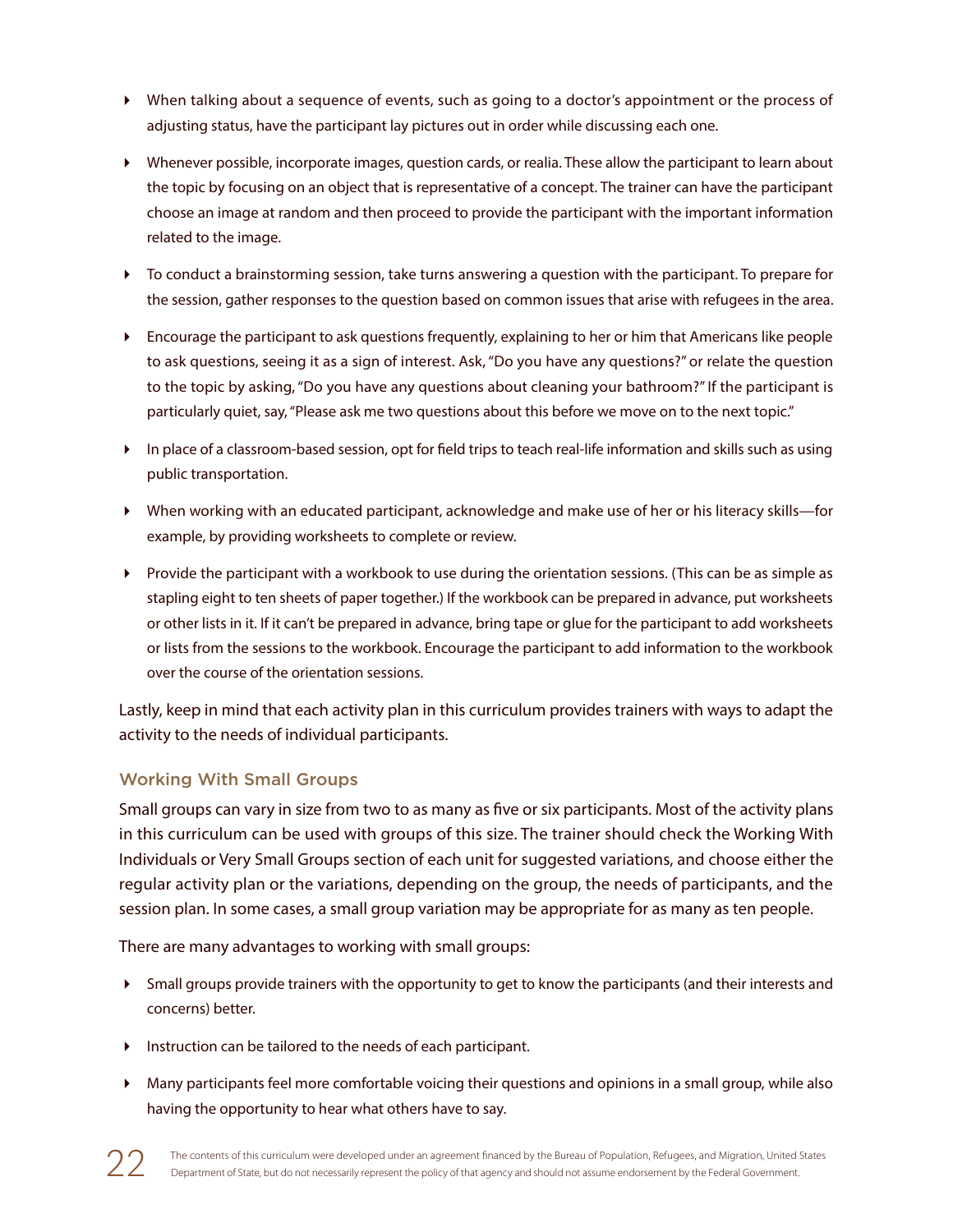- When talking about a sequence of events, such as going to a doctor's appointment or the process of adjusting status, have the participant lay pictures out in order while discussing each one.
- Whenever possible, incorporate images, question cards, or realia. These allow the participant to learn about the topic by focusing on an object that is representative of a concept. The trainer can have the participant choose an image at random and then proceed to provide the participant with the important information related to the image.
- To conduct a brainstorming session, take turns answering a question with the participant. To prepare for the session, gather responses to the question based on common issues that arise with refugees in the area.
- Encourage the participant to ask questions frequently, explaining to her or him that Americans like people to ask questions, seeing it as a sign of interest. Ask, "Do you have any questions?" or relate the question to the topic by asking, "Do you have any questions about cleaning your bathroom?" If the participant is particularly quiet, say, "Please ask me two questions about this before we move on to the next topic."
- In place of a classroom-based session, opt for field trips to teach real-life information and skills such as using public transportation.
- When working with an educated participant, acknowledge and make use of her or his literacy skills—for example, by providing worksheets to complete or review.
- Provide the participant with a workbook to use during the orientation sessions. (This can be as simple as stapling eight to ten sheets of paper together.) If the workbook can be prepared in advance, put worksheets or other lists in it. If it can't be prepared in advance, bring tape or glue for the participant to add worksheets or lists from the sessions to the workbook. Encourage the participant to add information to the workbook over the course of the orientation sessions.

Lastly, keep in mind that each activity plan in this curriculum provides trainers with ways to adapt the activity to the needs of individual participants.

### Working With Small Groups

Small groups can vary in size from two to as many as five or six participants. Most of the activity plans in this curriculum can be used with groups of this size. The trainer should check the Working With Individuals or Very Small Groups section of each unit for suggested variations, and choose either the regular activity plan or the variations, depending on the group, the needs of participants, and the session plan. In some cases, a small group variation may be appropriate for as many as ten people.

There are many advantages to working with small groups:

- Small groups provide trainers with the opportunity to get to know the participants (and their interests and concerns) better.
- Instruction can be tailored to the needs of each participant.
- Many participants feel more comfortable voicing their questions and opinions in a small group, while also having the opportunity to hear what others have to say.

The contents of this curriculum were developed under an agreement financed by the Bureau of Population, Refugees, and Migration, United States Department of State, but do not necessarily represent the policy of that agency and should not assume endorsement by the Federal Government.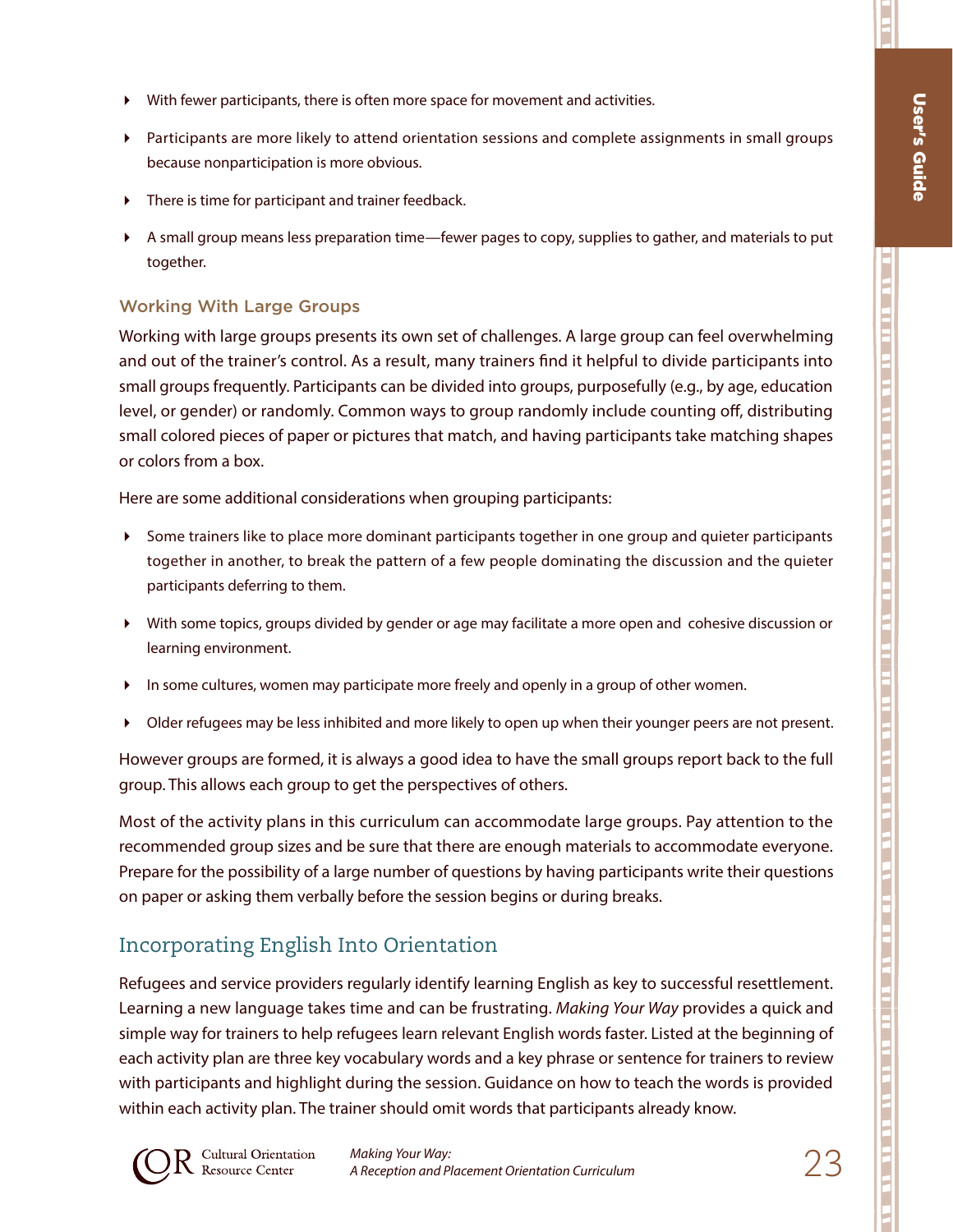- With fewer participants, there is often more space for movement and activities.
- Participants are more likely to attend orientation sessions and complete assignments in small groups because nonparticipation is more obvious.
- There is time for participant and trainer feedback.
- A small group means less preparation time—fewer pages to copy, supplies to gather, and materials to put together.

### Working With Large Groups

Working with large groups presents its own set of challenges. A large group can feel overwhelming and out of the trainer's control. As a result, many trainers find it helpful to divide participants into small groups frequently. Participants can be divided into groups, purposefully (e.g., by age, education level, or gender) or randomly. Common ways to group randomly include counting off, distributing small colored pieces of paper or pictures that match, and having participants take matching shapes or colors from a box.

Here are some additional considerations when grouping participants:

- Some trainers like to place more dominant participants together in one group and quieter participants together in another, to break the pattern of a few people dominating the discussion and the quieter participants deferring to them.
- With some topics, groups divided by gender or age may facilitate a more open and cohesive discussion or learning environment.
- In some cultures, women may participate more freely and openly in a group of other women.
- Older refugees may be less inhibited and more likely to open up when their younger peers are not present.

However groups are formed, it is always a good idea to have the small groups report back to the full group. This allows each group to get the perspectives of others.

Most of the activity plans in this curriculum can accommodate large groups. Pay attention to the recommended group sizes and be sure that there are enough materials to accommodate everyone. Prepare for the possibility of a large number of questions by having participants write their questions on paper or asking them verbally before the session begins or during breaks.

## Incorporating English Into Orientation

Refugees and service providers regularly identify learning English as key to successful resettlement. Learning a new language takes time and can be frustrating. *Making Your Way* provides a quick and simple way for trainers to help refugees learn relevant English words faster. Listed at the beginning of each activity plan are three key vocabulary words and a key phrase or sentence for trainers to review with participants and highlight during the session. Guidance on how to teach the words is provided within each activity plan. The trainer should omit words that participants already know.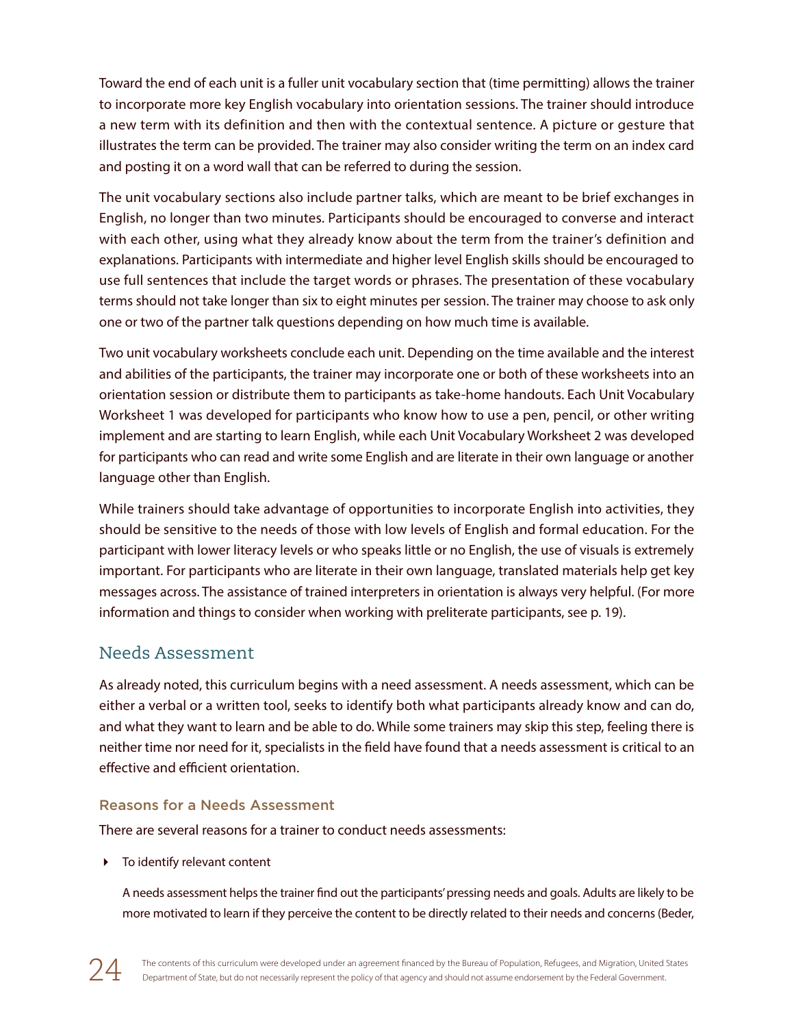Toward the end of each unit is a fuller unit vocabulary section that (time permitting) allows the trainer to incorporate more key English vocabulary into orientation sessions. The trainer should introduce a new term with its definition and then with the contextual sentence. A picture or gesture that illustrates the term can be provided. The trainer may also consider writing the term on an index card and posting it on a word wall that can be referred to during the session.

The unit vocabulary sections also include partner talks, which are meant to be brief exchanges in English, no longer than two minutes. Participants should be encouraged to converse and interact with each other, using what they already know about the term from the trainer's definition and explanations. Participants with intermediate and higher level English skills should be encouraged to use full sentences that include the target words or phrases. The presentation of these vocabulary terms should not take longer than six to eight minutes per session. The trainer may choose to ask only one or two of the partner talk questions depending on how much time is available.

Two unit vocabulary worksheets conclude each unit. Depending on the time available and the interest and abilities of the participants, the trainer may incorporate one or both of these worksheets into an orientation session or distribute them to participants as take-home handouts. Each Unit Vocabulary Worksheet 1 was developed for participants who know how to use a pen, pencil, or other writing implement and are starting to learn English, while each Unit Vocabulary Worksheet 2 was developed for participants who can read and write some English and are literate in their own language or another language other than English.

While trainers should take advantage of opportunities to incorporate English into activities, they should be sensitive to the needs of those with low levels of English and formal education. For the participant with lower literacy levels or who speaks little or no English, the use of visuals is extremely important. For participants who are literate in their own language, translated materials help get key messages across. The assistance of trained interpreters in orientation is always very helpful. (For more information and things to consider when working with preliterate participants, see p. 19).

## Needs Assessment

As already noted, this curriculum begins with a need assessment. A needs assessment, which can be either a verbal or a written tool, seeks to identify both what participants already know and can do, and what they want to learn and be able to do. While some trainers may skip this step, feeling there is neither time nor need for it, specialists in the field have found that a needs assessment is critical to an effective and efficient orientation.

### Reasons for a Needs Assessment

There are several reasons for a trainer to conduct needs assessments:

- To identify relevant content

  A needs assessment helps the trainer find out the participants' pressing needs and goals. Adults are likely to be more motivated to learn if they perceive the content to be directly related to their needs and concerns (Beder,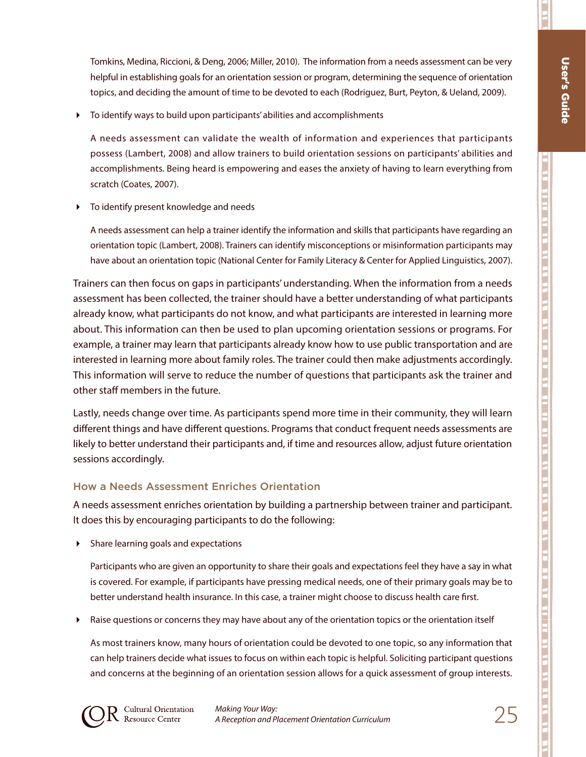Tomkins, Medina, Riccioni, & Deng, 2006; Miller, 2010). The information from a needs assessment can be very helpful in establishing goals for an orientation session or program, determining the sequence of orientation topics, and deciding the amount of time to be devoted to each (Rodriguez, Burt, Peyton, & Ueland, 2009).

- To identify ways to build upon participants' abilities and accomplishments

  A needs assessment can validate the wealth of information and experiences that participants possess (Lambert, 2008) and allow trainers to build orientation sessions on participants' abilities and accomplishments. Being heard is empowering and eases the anxiety of having to learn everything from scratch (Coates, 2007).

- To identify present knowledge and needs

  A needs assessment can help a trainer identify the information and skills that participants have regarding an orientation topic (Lambert, 2008). Trainers can identify misconceptions or misinformation participants may have about an orientation topic (National Center for Family Literacy & Center for Applied Linguistics, 2007).

Trainers can then focus on gaps in participants' understanding. When the information from a needs assessment has been collected, the trainer should have a better understanding of what participants already know, what participants do not know, and what participants are interested in learning more about. This information can then be used to plan upcoming orientation sessions or programs. For example, a trainer may learn that participants already know how to use public transportation and are interested in learning more about family roles. The trainer could then make adjustments accordingly. This information will serve to reduce the number of questions that participants ask the trainer and other staff members in the future.

Lastly, needs change over time. As participants spend more time in their community, they will learn different things and have different questions. Programs that conduct frequent needs assessments are likely to better understand their participants and, if time and resources allow, adjust future orientation sessions accordingly.

### How a Needs Assessment Enriches Orientation

A needs assessment enriches orientation by building a partnership between trainer and participant. It does this by encouraging participants to do the following:

- Share learning goals and expectations

  Participants who are given an opportunity to share their goals and expectations feel they have a say in what is covered. For example, if participants have pressing medical needs, one of their primary goals may be to better understand health insurance. In this case, a trainer might choose to discuss health care first.

- Raise questions or concerns they may have about any of the orientation topics or the orientation itself

  As most trainers know, many hours of orientation could be devoted to one topic, so any information that can help trainers decide what issues to focus on within each topic is helpful. Soliciting participant questions and concerns at the beginning of an orientation session allows for a quick assessment of group interests.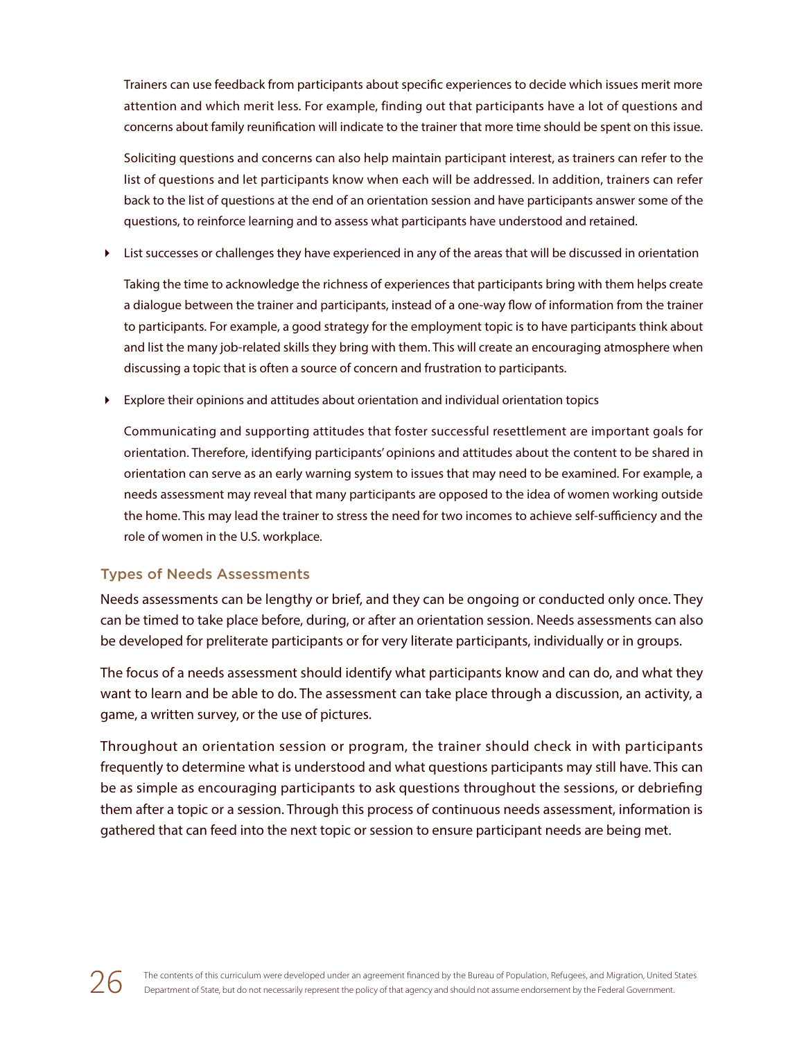Trainers can use feedback from participants about specific experiences to decide which issues merit more attention and which merit less. For example, finding out that participants have a lot of questions and concerns about family reunification will indicate to the trainer that more time should be spent on this issue.

Soliciting questions and concerns can also help maintain participant interest, as trainers can refer to the list of questions and let participants know when each will be addressed. In addition, trainers can refer back to the list of questions at the end of an orientation session and have participants answer some of the questions, to reinforce learning and to assess what participants have understood and retained.

- List successes or challenges they have experienced in any of the areas that will be discussed in orientation

  Taking the time to acknowledge the richness of experiences that participants bring with them helps create a dialogue between the trainer and participants, instead of a one-way flow of information from the trainer to participants. For example, a good strategy for the employment topic is to have participants think about and list the many job-related skills they bring with them. This will create an encouraging atmosphere when discussing a topic that is often a source of concern and frustration to participants.

- Explore their opinions and attitudes about orientation and individual orientation topics

  Communicating and supporting attitudes that foster successful resettlement are important goals for orientation. Therefore, identifying participants' opinions and attitudes about the content to be shared in orientation can serve as an early warning system to issues that may need to be examined. For example, a needs assessment may reveal that many participants are opposed to the idea of women working outside the home. This may lead the trainer to stress the need for two incomes to achieve self-sufficiency and the role of women in the U.S. workplace.

### Types of Needs Assessments

Needs assessments can be lengthy or brief, and they can be ongoing or conducted only once. They can be timed to take place before, during, or after an orientation session. Needs assessments can also be developed for preliterate participants or for very literate participants, individually or in groups.

The focus of a needs assessment should identify what participants know and can do, and what they want to learn and be able to do. The assessment can take place through a discussion, an activity, a game, a written survey, or the use of pictures.

Throughout an orientation session or program, the trainer should check in with participants frequently to determine what is understood and what questions participants may still have. This can be as simple as encouraging participants to ask questions throughout the sessions, or debriefing them after a topic or a session. Through this process of continuous needs assessment, information is gathered that can feed into the next topic or session to ensure participant needs are being met.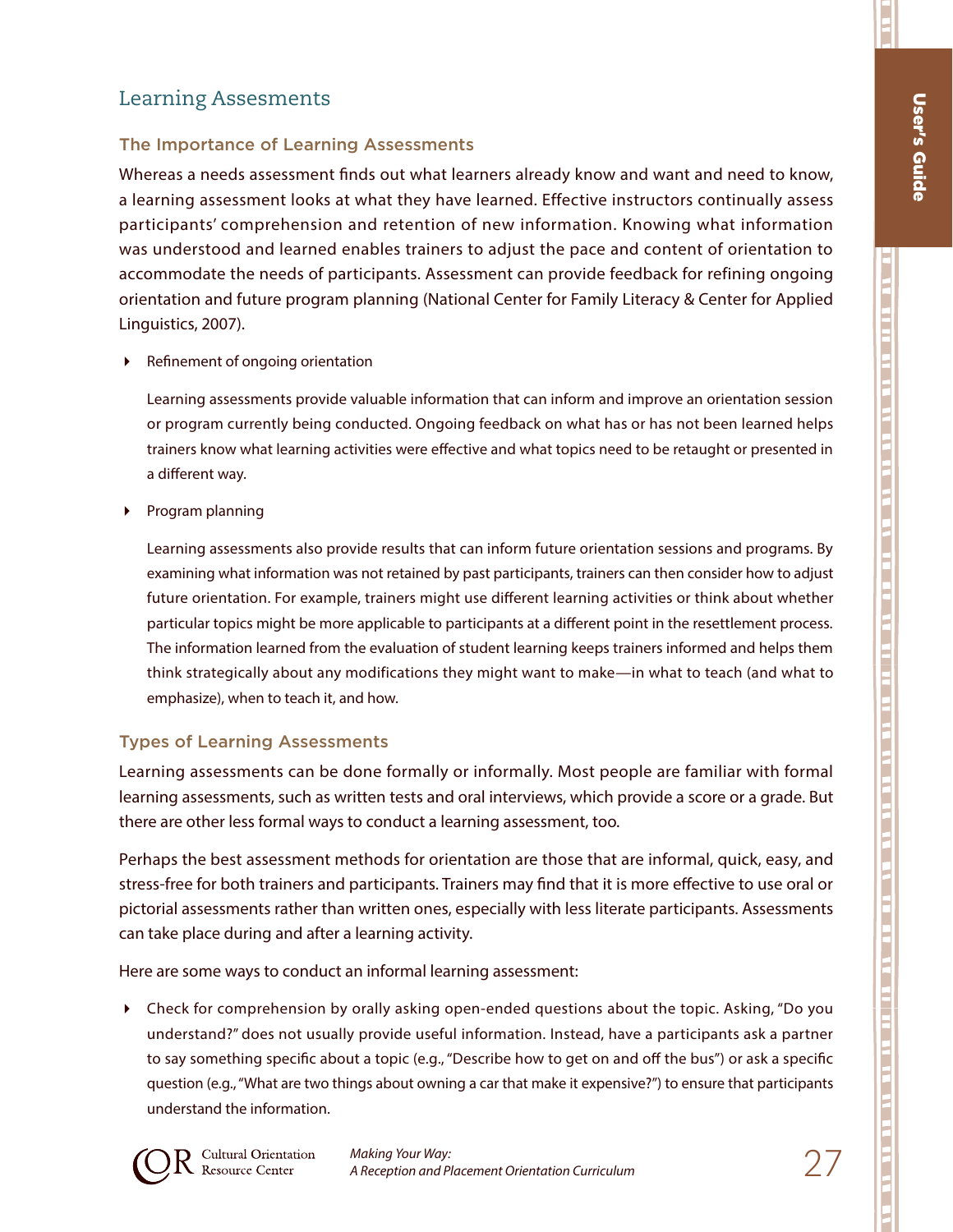## Learning Assesments

### The Importance of Learning Assessments

Whereas a needs assessment finds out what learners already know and want and need to know, a learning assessment looks at what they have learned. Effective instructors continually assess participants' comprehension and retention of new information. Knowing what information was understood and learned enables trainers to adjust the pace and content of orientation to accommodate the needs of participants. Assessment can provide feedback for refining ongoing orientation and future program planning (National Center for Family Literacy & Center for Applied Linguistics, 2007).

- Refinement of ongoing orientation

  Learning assessments provide valuable information that can inform and improve an orientation session or program currently being conducted. Ongoing feedback on what has or has not been learned helps trainers know what learning activities were effective and what topics need to be retaught or presented in a different way.

- Program planning

  Learning assessments also provide results that can inform future orientation sessions and programs. By examining what information was not retained by past participants, trainers can then consider how to adjust future orientation. For example, trainers might use different learning activities or think about whether particular topics might be more applicable to participants at a different point in the resettlement process. The information learned from the evaluation of student learning keeps trainers informed and helps them think strategically about any modifications they might want to make—in what to teach (and what to emphasize), when to teach it, and how.

### Types of Learning Assessments

Learning assessments can be done formally or informally. Most people are familiar with formal learning assessments, such as written tests and oral interviews, which provide a score or a grade. But there are other less formal ways to conduct a learning assessment, too.

Perhaps the best assessment methods for orientation are those that are informal, quick, easy, and stress-free for both trainers and participants. Trainers may find that it is more effective to use oral or pictorial assessments rather than written ones, especially with less literate participants. Assessments can take place during and after a learning activity.

Here are some ways to conduct an informal learning assessment:

- Check for comprehension by orally asking open-ended questions about the topic. Asking, "Do you understand?" does not usually provide useful information. Instead, have a participants ask a partner to say something specific about a topic (e.g., "Describe how to get on and off the bus") or ask a specific question (e.g., "What are two things about owning a car that make it expensive?") to ensure that participants understand the information.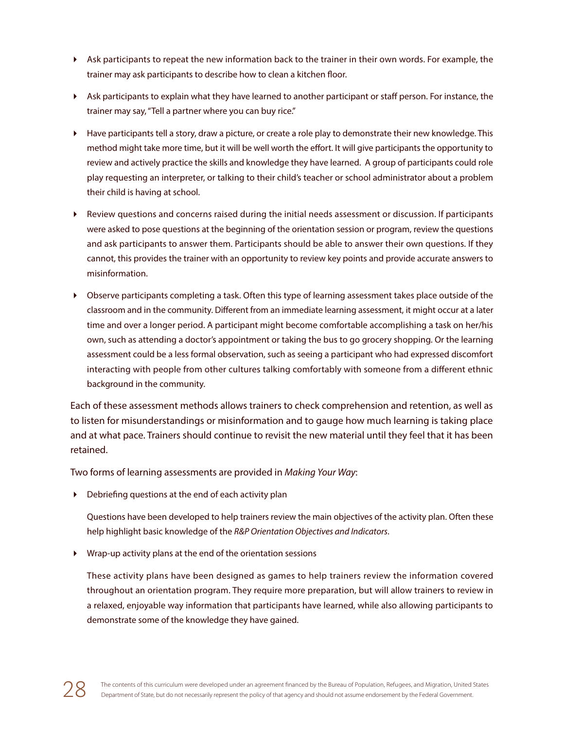- Ask participants to repeat the new information back to the trainer in their own words. For example, the trainer may ask participants to describe how to clean a kitchen floor.
- Ask participants to explain what they have learned to another participant or staff person. For instance, the trainer may say, "Tell a partner where you can buy rice."
- Have participants tell a story, draw a picture, or create a role play to demonstrate their new knowledge. This method might take more time, but it will be well worth the effort. It will give participants the opportunity to review and actively practice the skills and knowledge they have learned. A group of participants could role play requesting an interpreter, or talking to their child's teacher or school administrator about a problem their child is having at school.
- Review questions and concerns raised during the initial needs assessment or discussion. If participants were asked to pose questions at the beginning of the orientation session or program, review the questions and ask participants to answer them. Participants should be able to answer their own questions. If they cannot, this provides the trainer with an opportunity to review key points and provide accurate answers to misinformation.
- Observe participants completing a task. Often this type of learning assessment takes place outside of the classroom and in the community. Different from an immediate learning assessment, it might occur at a later time and over a longer period. A participant might become comfortable accomplishing a task on her/his own, such as attending a doctor's appointment or taking the bus to go grocery shopping. Or the learning assessment could be a less formal observation, such as seeing a participant who had expressed discomfort interacting with people from other cultures talking comfortably with someone from a different ethnic background in the community.

Each of these assessment methods allows trainers to check comprehension and retention, as well as to listen for misunderstandings or misinformation and to gauge how much learning is taking place and at what pace. Trainers should continue to revisit the new material until they feel that it has been retained.

Two forms of learning assessments are provided in *Making Your Way*:

- Debriefing questions at the end of each activity plan

  Questions have been developed to help trainers review the main objectives of the activity plan. Often these help highlight basic knowledge of the *R&P Orientation Objectives and Indicators*.

- Wrap-up activity plans at the end of the orientation sessions

  These activity plans have been designed as games to help trainers review the information covered throughout an orientation program. They require more preparation, but will allow trainers to review in a relaxed, enjoyable way information that participants have learned, while also allowing participants to demonstrate some of the knowledge they have gained.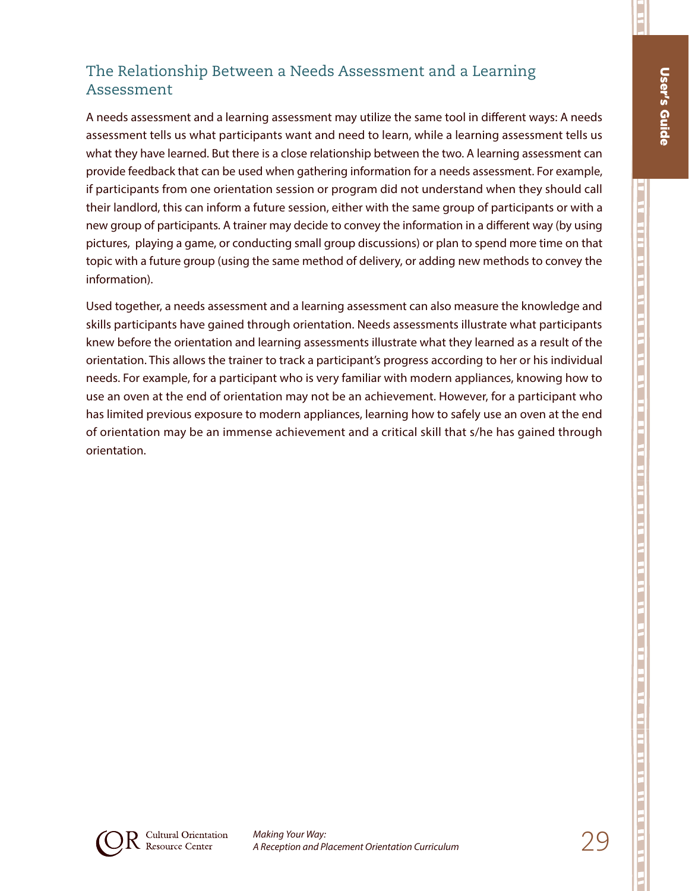## The Relationship Between a Needs Assessment and a Learning Assessment

A needs assessment and a learning assessment may utilize the same tool in different ways: A needs assessment tells us what participants want and need to learn, while a learning assessment tells us what they have learned. But there is a close relationship between the two. A learning assessment can provide feedback that can be used when gathering information for a needs assessment. For example, if participants from one orientation session or program did not understand when they should call their landlord, this can inform a future session, either with the same group of participants or with a new group of participants. A trainer may decide to convey the information in a different way (by using pictures, playing a game, or conducting small group discussions) or plan to spend more time on that topic with a future group (using the same method of delivery, or adding new methods to convey the information).

Used together, a needs assessment and a learning assessment can also measure the knowledge and skills participants have gained through orientation. Needs assessments illustrate what participants knew before the orientation and learning assessments illustrate what they learned as a result of the orientation. This allows the trainer to track a participant's progress according to her or his individual needs. For example, for a participant who is very familiar with modern appliances, knowing how to use an oven at the end of orientation may not be an achievement. However, for a participant who has limited previous exposure to modern appliances, learning how to safely use an oven at the end of orientation may be an immense achievement and a critical skill that s/he has gained through orientation.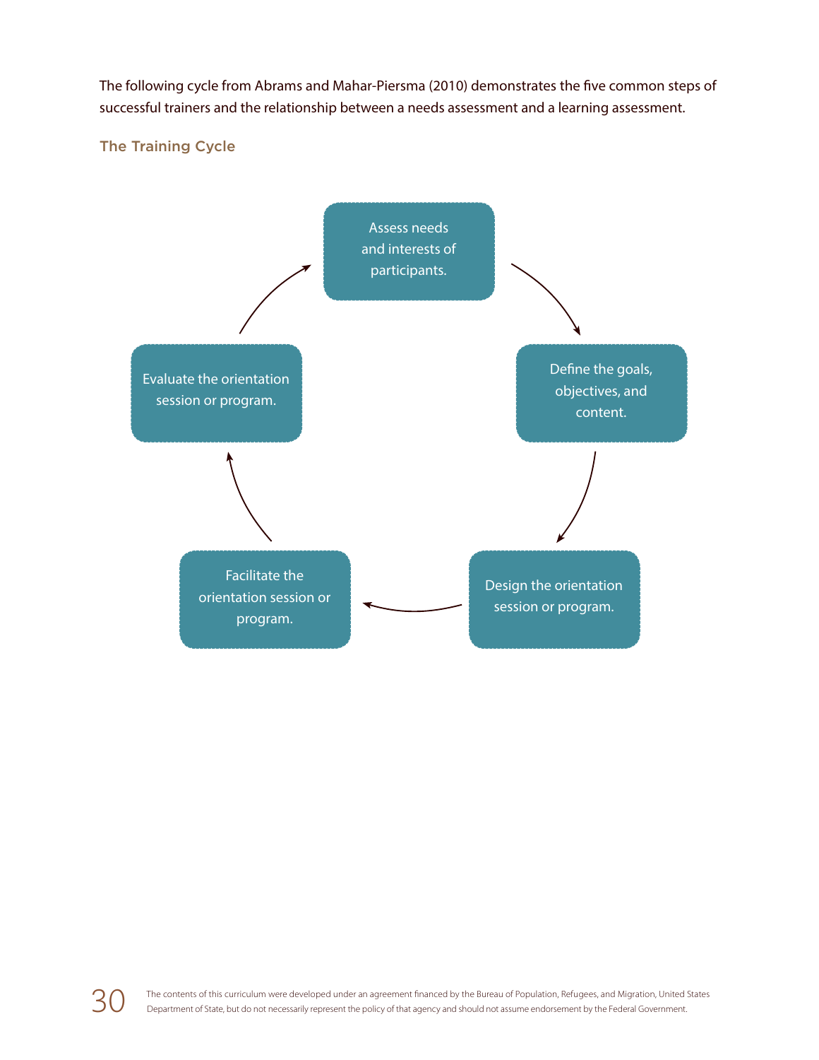The following cycle from Abrams and Mahar-Piersma (2010) demonstrates the five common steps of successful trainers and the relationship between a needs assessment and a learning assessment.

### The Training Cycle

Assess needs and interests of participants.

Define the goals, objectives, and content.

Design the orientation session or program.

Facilitate the orientation session or program.

Evaluate the orientation session or program.

The contents of this curriculum were developed under an agreement financed by the Bureau of Population, Refugees, and Migration, United States Department of State, but do not necessarily represent the policy of that agency and should not assume endorsement by the Federal Government.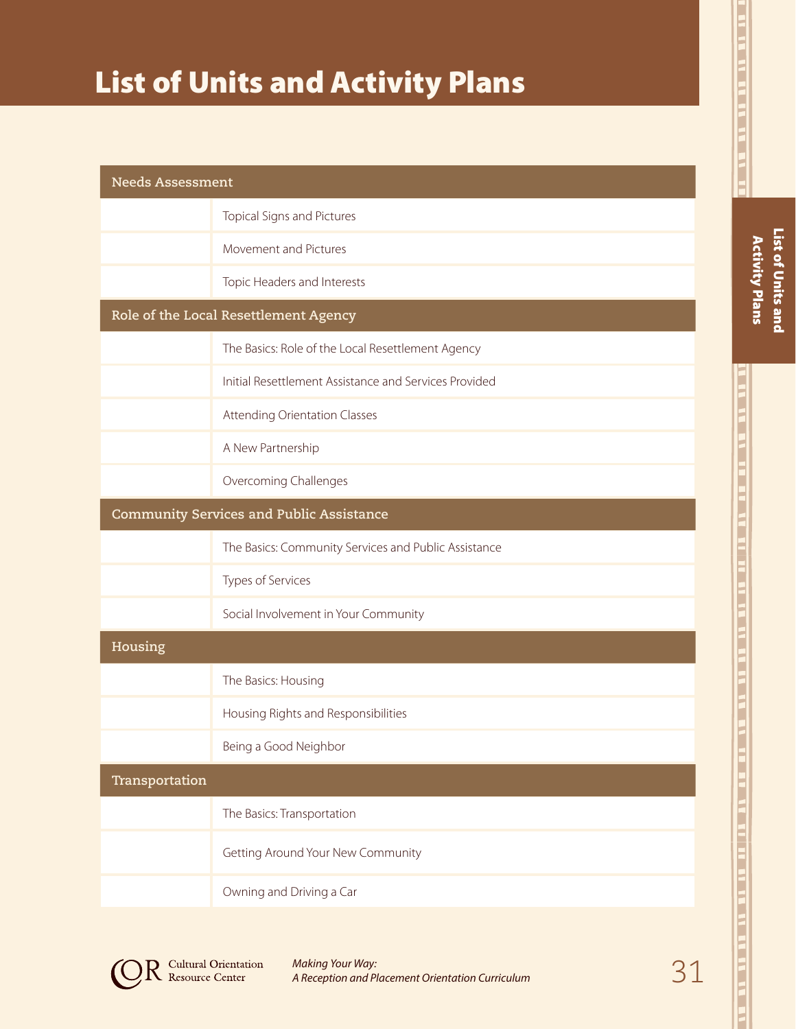# List of Units and Activity Plans

| Needs Assessment | |
|---|---|
| | Topical Signs and Pictures |
| | Movement and Pictures |
| | Topic Headers and Interests |
| **Role of the Local Resettlement Agency** | |
| | The Basics: Role of the Local Resettlement Agency |
| | Initial Resettlement Assistance and Services Provided |
| | Attending Orientation Classes |
| | A New Partnership |
| | Overcoming Challenges |
| **Community Services and Public Assistance** | |
| | The Basics: Community Services and Public Assistance |
| | Types of Services |
| | Social Involvement in Your Community |
| **Housing** | |
| | The Basics: Housing |
| | Housing Rights and Responsibilities |
| | Being a Good Neighbor |
| **Transportation** | |
| | The Basics: Transportation |
| | Getting Around Your New Community |
| | Owning and Driving a Car |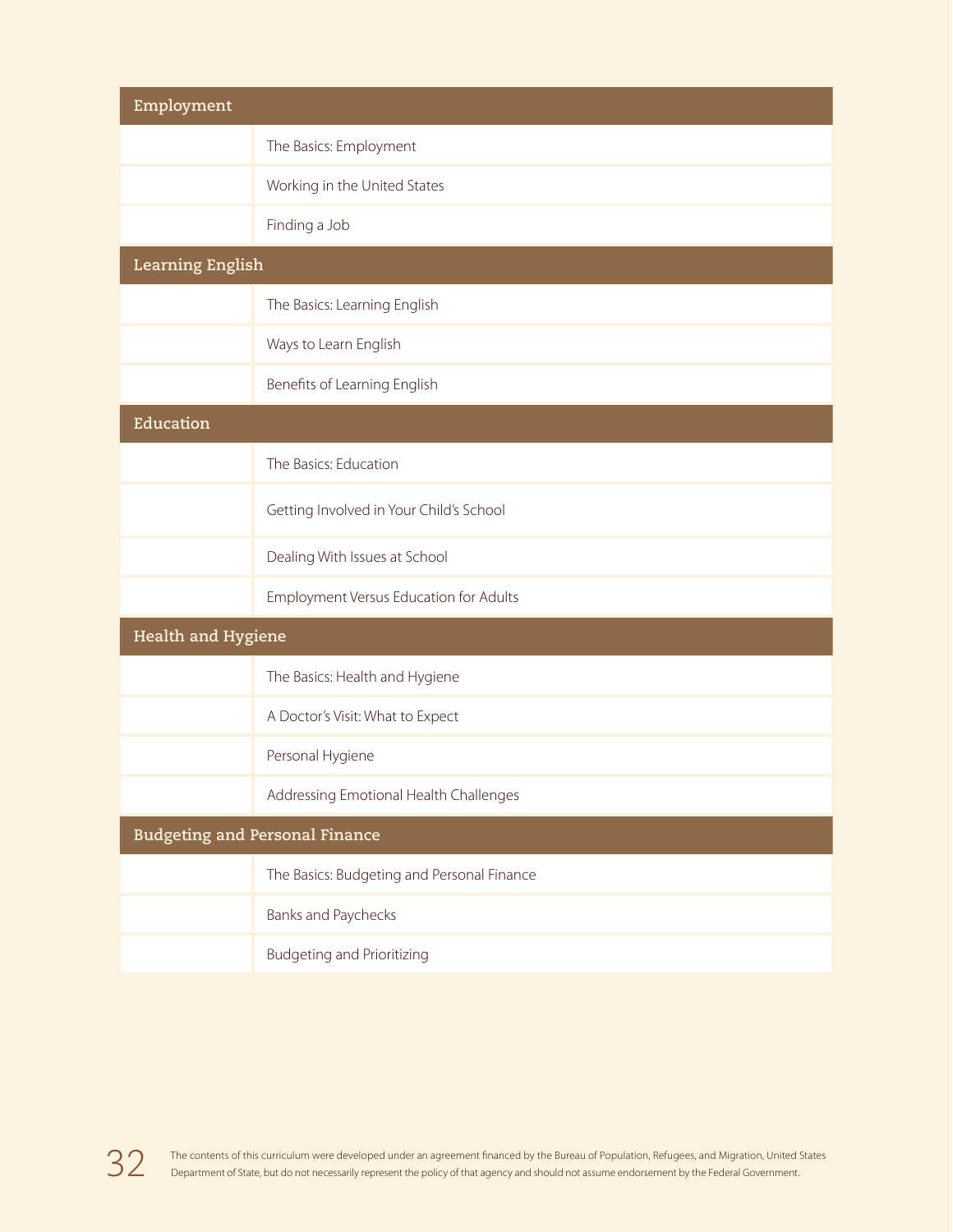| Employment | |
|---|---|
| | The Basics: Employment |
| | Working in the United States |
| | Finding a Job |
| **Learning English** | |
| | The Basics: Learning English |
| | Ways to Learn English |
| | Benefits of Learning English |
| **Education** | |
| | The Basics: Education |
| | Getting Involved in Your Child's School |
| | Dealing With Issues at School |
| | Employment Versus Education for Adults |
| **Health and Hygiene** | |
| | The Basics: Health and Hygiene |
| | A Doctor's Visit: What to Expect |
| | Personal Hygiene |
| | Addressing Emotional Health Challenges |
| **Budgeting and Personal Finance** | |
| | The Basics: Budgeting and Personal Finance |
| | Banks and Paychecks |
| | Budgeting and Prioritizing |

The contents of this curriculum were developed under an agreement financed by the Bureau of Population, Refugees, and Migration, United States Department of State, but do not necessarily represent the policy of that agency and should not assume endorsement by the Federal Government.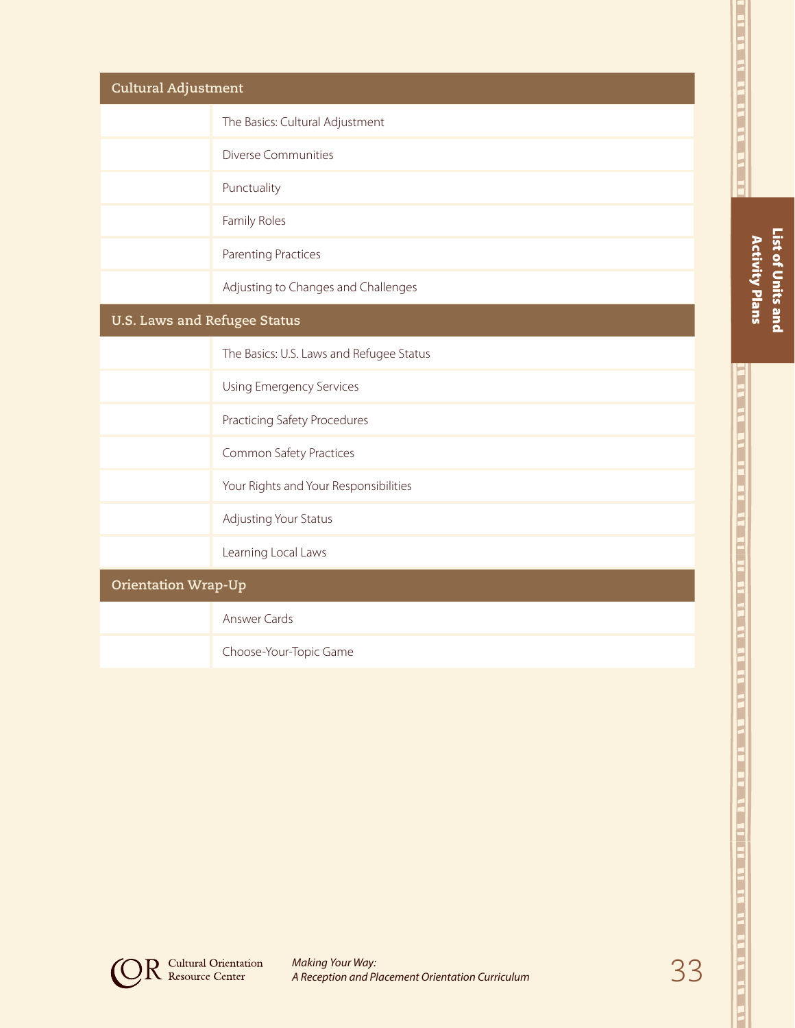| Cultural Adjustment | |
|---|---|
| | The Basics: Cultural Adjustment |
| | Diverse Communities |
| | Punctuality |
| | Family Roles |
| | Parenting Practices |
| | Adjusting to Changes and Challenges |
| **U.S. Laws and Refugee Status** | |
| | The Basics: U.S. Laws and Refugee Status |
| | Using Emergency Services |
| | Practicing Safety Procedures |
| | Common Safety Practices |
| | Your Rights and Your Responsibilities |
| | Adjusting Your Status |
| | Learning Local Laws |
| **Orientation Wrap-Up** | |
| | Answer Cards |
| | Choose-Your-Topic Game |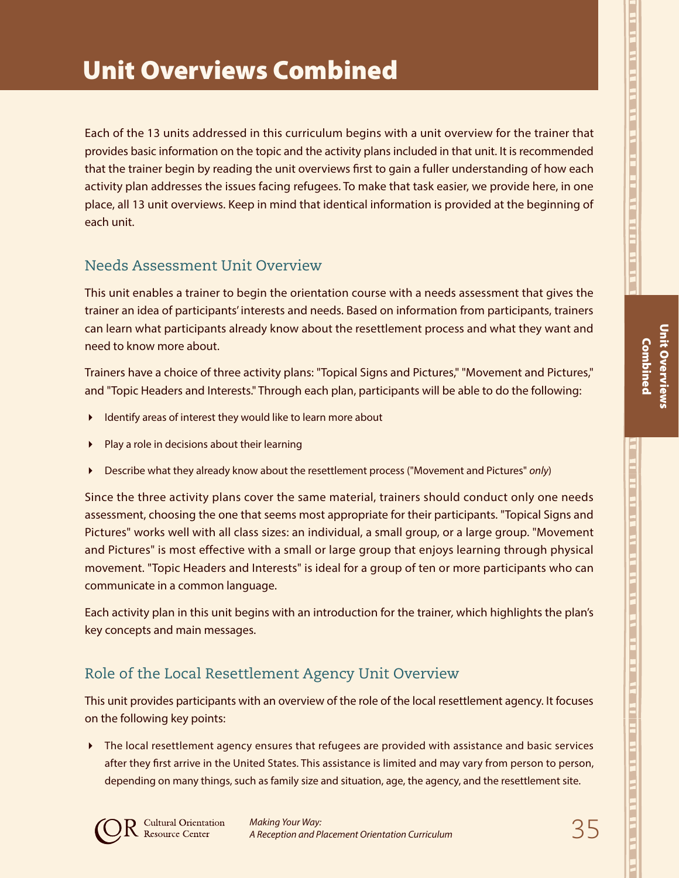# Unit Overviews Combined

Each of the 13 units addressed in this curriculum begins with a unit overview for the trainer that provides basic information on the topic and the activity plans included in that unit. It is recommended that the trainer begin by reading the unit overviews first to gain a fuller understanding of how each activity plan addresses the issues facing refugees. To make that task easier, we provide here, in one place, all 13 unit overviews. Keep in mind that identical information is provided at the beginning of each unit.

## Needs Assessment Unit Overview

This unit enables a trainer to begin the orientation course with a needs assessment that gives the trainer an idea of participants' interests and needs. Based on information from participants, trainers can learn what participants already know about the resettlement process and what they want and need to know more about.

Trainers have a choice of three activity plans: "Topical Signs and Pictures," "Movement and Pictures," and "Topic Headers and Interests." Through each plan, participants will be able to do the following:

- Identify areas of interest they would like to learn more about
- Play a role in decisions about their learning
- Describe what they already know about the resettlement process ("Movement and Pictures" *only*)

Since the three activity plans cover the same material, trainers should conduct only one needs assessment, choosing the one that seems most appropriate for their participants. "Topical Signs and Pictures" works well with all class sizes: an individual, a small group, or a large group. "Movement and Pictures" is most effective with a small or large group that enjoys learning through physical movement. "Topic Headers and Interests" is ideal for a group of ten or more participants who can communicate in a common language.

Each activity plan in this unit begins with an introduction for the trainer, which highlights the plan's key concepts and main messages.

## Role of the Local Resettlement Agency Unit Overview

This unit provides participants with an overview of the role of the local resettlement agency. It focuses on the following key points:

- The local resettlement agency ensures that refugees are provided with assistance and basic services after they first arrive in the United States. This assistance is limited and may vary from person to person, depending on many things, such as family size and situation, age, the agency, and the resettlement site.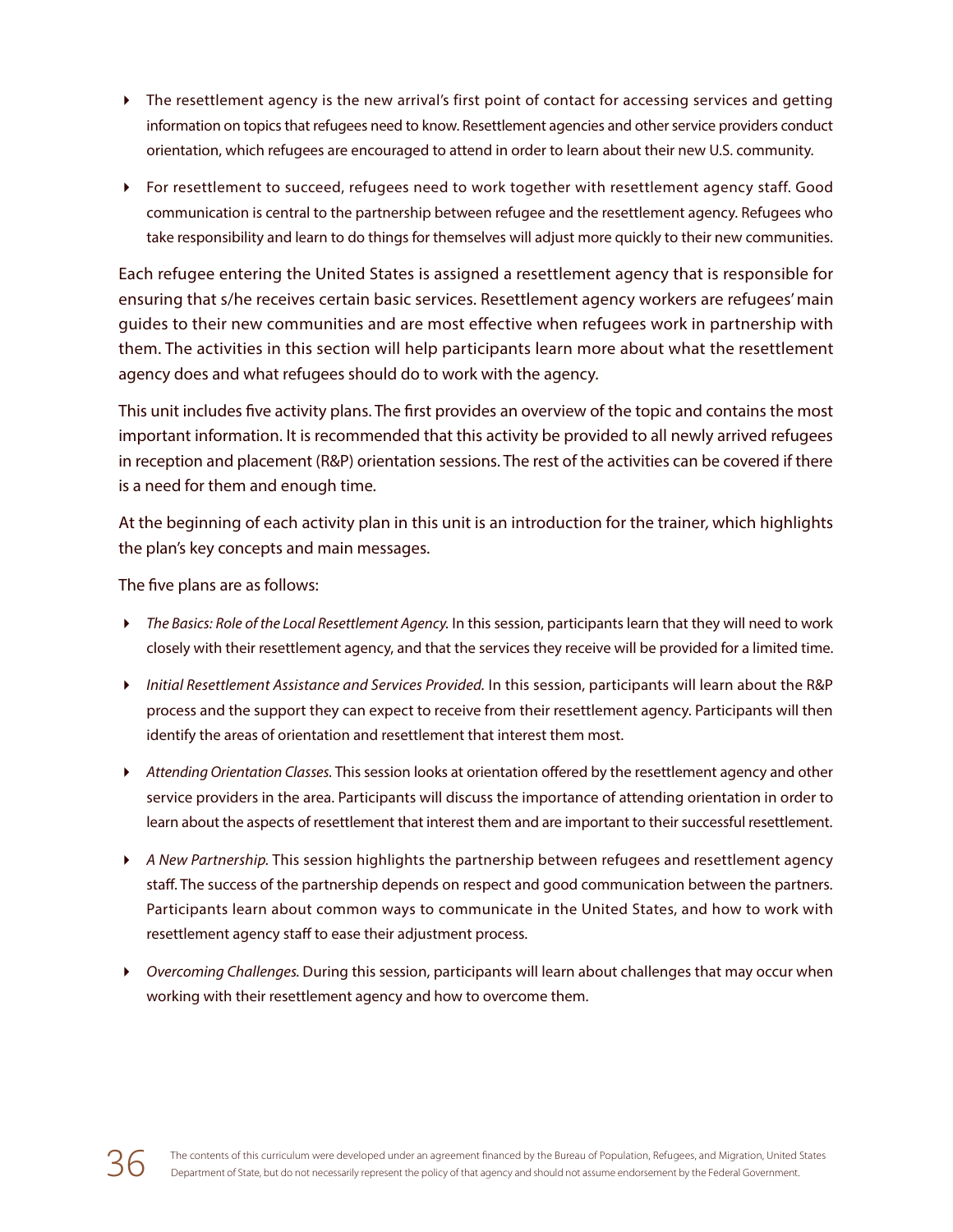- The resettlement agency is the new arrival's first point of contact for accessing services and getting information on topics that refugees need to know. Resettlement agencies and other service providers conduct orientation, which refugees are encouraged to attend in order to learn about their new U.S. community.
- For resettlement to succeed, refugees need to work together with resettlement agency staff. Good communication is central to the partnership between refugee and the resettlement agency. Refugees who take responsibility and learn to do things for themselves will adjust more quickly to their new communities.

Each refugee entering the United States is assigned a resettlement agency that is responsible for ensuring that s/he receives certain basic services. Resettlement agency workers are refugees' main guides to their new communities and are most effective when refugees work in partnership with them. The activities in this section will help participants learn more about what the resettlement agency does and what refugees should do to work with the agency.

This unit includes five activity plans. The first provides an overview of the topic and contains the most important information. It is recommended that this activity be provided to all newly arrived refugees in reception and placement (R&P) orientation sessions. The rest of the activities can be covered if there is a need for them and enough time.

At the beginning of each activity plan in this unit is an introduction for the trainer, which highlights the plan's key concepts and main messages.

The five plans are as follows:

- *The Basics: Role of the Local Resettlement Agency.* In this session, participants learn that they will need to work closely with their resettlement agency, and that the services they receive will be provided for a limited time.
- *Initial Resettlement Assistance and Services Provided.* In this session, participants will learn about the R&P process and the support they can expect to receive from their resettlement agency. Participants will then identify the areas of orientation and resettlement that interest them most.
- *Attending Orientation Classes.* This session looks at orientation offered by the resettlement agency and other service providers in the area. Participants will discuss the importance of attending orientation in order to learn about the aspects of resettlement that interest them and are important to their successful resettlement.
- *A New Partnership.* This session highlights the partnership between refugees and resettlement agency staff. The success of the partnership depends on respect and good communication between the partners. Participants learn about common ways to communicate in the United States, and how to work with resettlement agency staff to ease their adjustment process.
- *Overcoming Challenges.* During this session, participants will learn about challenges that may occur when working with their resettlement agency and how to overcome them.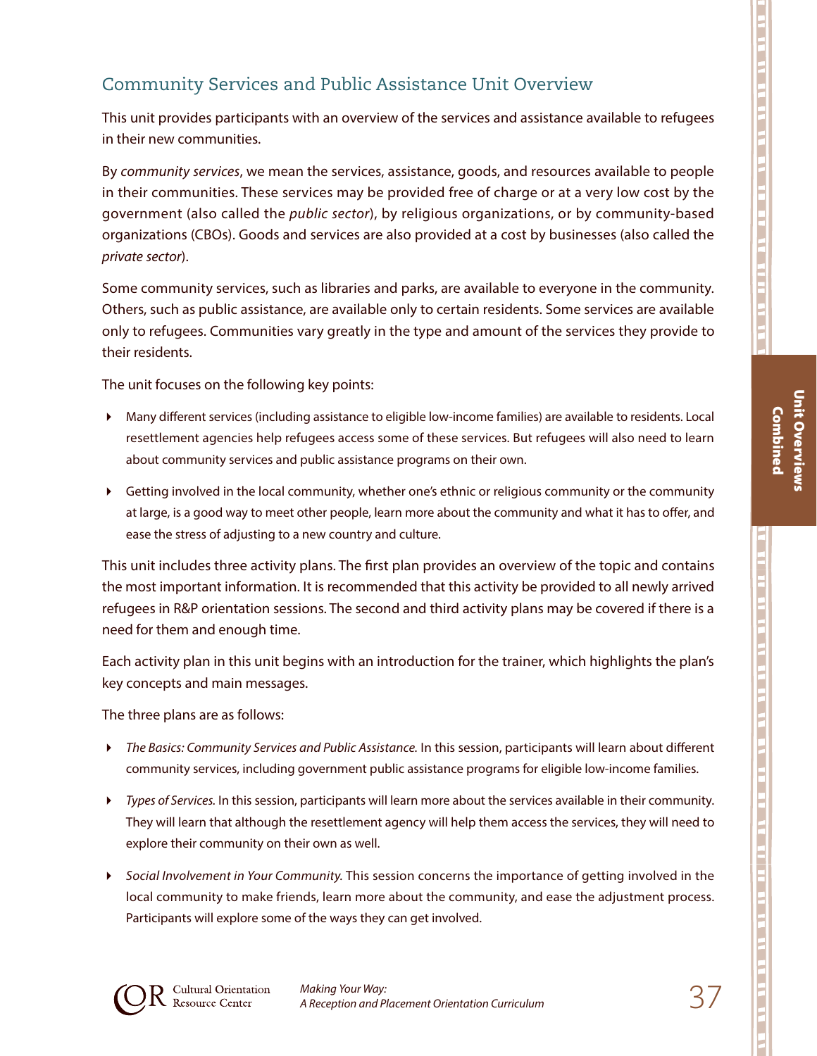## Community Services and Public Assistance Unit Overview

This unit provides participants with an overview of the services and assistance available to refugees in their new communities.

By *community services*, we mean the services, assistance, goods, and resources available to people in their communities. These services may be provided free of charge or at a very low cost by the government (also called the *public sector*), by religious organizations, or by community-based organizations (CBOs). Goods and services are also provided at a cost by businesses (also called the *private sector*).

Some community services, such as libraries and parks, are available to everyone in the community. Others, such as public assistance, are available only to certain residents. Some services are available only to refugees. Communities vary greatly in the type and amount of the services they provide to their residents.

The unit focuses on the following key points:

- Many different services (including assistance to eligible low-income families) are available to residents. Local resettlement agencies help refugees access some of these services. But refugees will also need to learn about community services and public assistance programs on their own.
- Getting involved in the local community, whether one's ethnic or religious community or the community at large, is a good way to meet other people, learn more about the community and what it has to offer, and ease the stress of adjusting to a new country and culture.

This unit includes three activity plans. The first plan provides an overview of the topic and contains the most important information. It is recommended that this activity be provided to all newly arrived refugees in R&P orientation sessions. The second and third activity plans may be covered if there is a need for them and enough time.

Each activity plan in this unit begins with an introduction for the trainer, which highlights the plan's key concepts and main messages.

The three plans are as follows:

- *The Basics: Community Services and Public Assistance.* In this session, participants will learn about different community services, including government public assistance programs for eligible low-income families.
- *Types of Services.* In this session, participants will learn more about the services available in their community. They will learn that although the resettlement agency will help them access the services, they will need to explore their community on their own as well.
- *Social Involvement in Your Community.* This session concerns the importance of getting involved in the local community to make friends, learn more about the community, and ease the adjustment process. Participants will explore some of the ways they can get involved.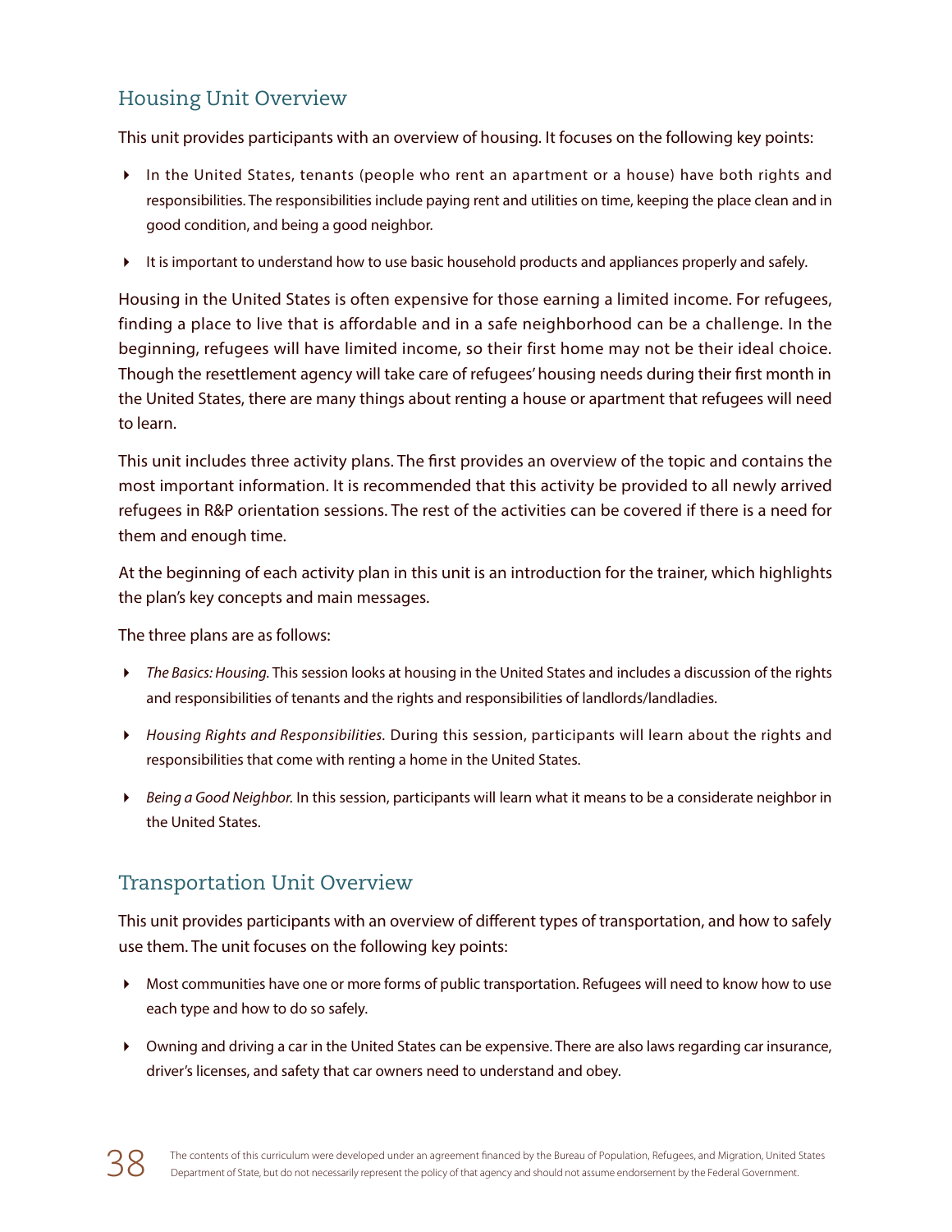## Housing Unit Overview

This unit provides participants with an overview of housing. It focuses on the following key points:

- In the United States, tenants (people who rent an apartment or a house) have both rights and responsibilities. The responsibilities include paying rent and utilities on time, keeping the place clean and in good condition, and being a good neighbor.
- It is important to understand how to use basic household products and appliances properly and safely.

Housing in the United States is often expensive for those earning a limited income. For refugees, finding a place to live that is affordable and in a safe neighborhood can be a challenge. In the beginning, refugees will have limited income, so their first home may not be their ideal choice. Though the resettlement agency will take care of refugees' housing needs during their first month in the United States, there are many things about renting a house or apartment that refugees will need to learn.

This unit includes three activity plans. The first provides an overview of the topic and contains the most important information. It is recommended that this activity be provided to all newly arrived refugees in R&P orientation sessions. The rest of the activities can be covered if there is a need for them and enough time.

At the beginning of each activity plan in this unit is an introduction for the trainer, which highlights the plan's key concepts and main messages.

The three plans are as follows:

- *The Basics: Housing.* This session looks at housing in the United States and includes a discussion of the rights and responsibilities of tenants and the rights and responsibilities of landlords/landladies.
- *Housing Rights and Responsibilities.* During this session, participants will learn about the rights and responsibilities that come with renting a home in the United States.
- *Being a Good Neighbor.* In this session, participants will learn what it means to be a considerate neighbor in the United States.

## Transportation Unit Overview

This unit provides participants with an overview of different types of transportation, and how to safely use them. The unit focuses on the following key points:

- Most communities have one or more forms of public transportation. Refugees will need to know how to use each type and how to do so safely.
- Owning and driving a car in the United States can be expensive. There are also laws regarding car insurance, driver's licenses, and safety that car owners need to understand and obey.

The contents of this curriculum were developed under an agreement financed by the Bureau of Population, Refugees, and Migration, United States Department of State, but do not necessarily represent the policy of that agency and should not assume endorsement by the Federal Government.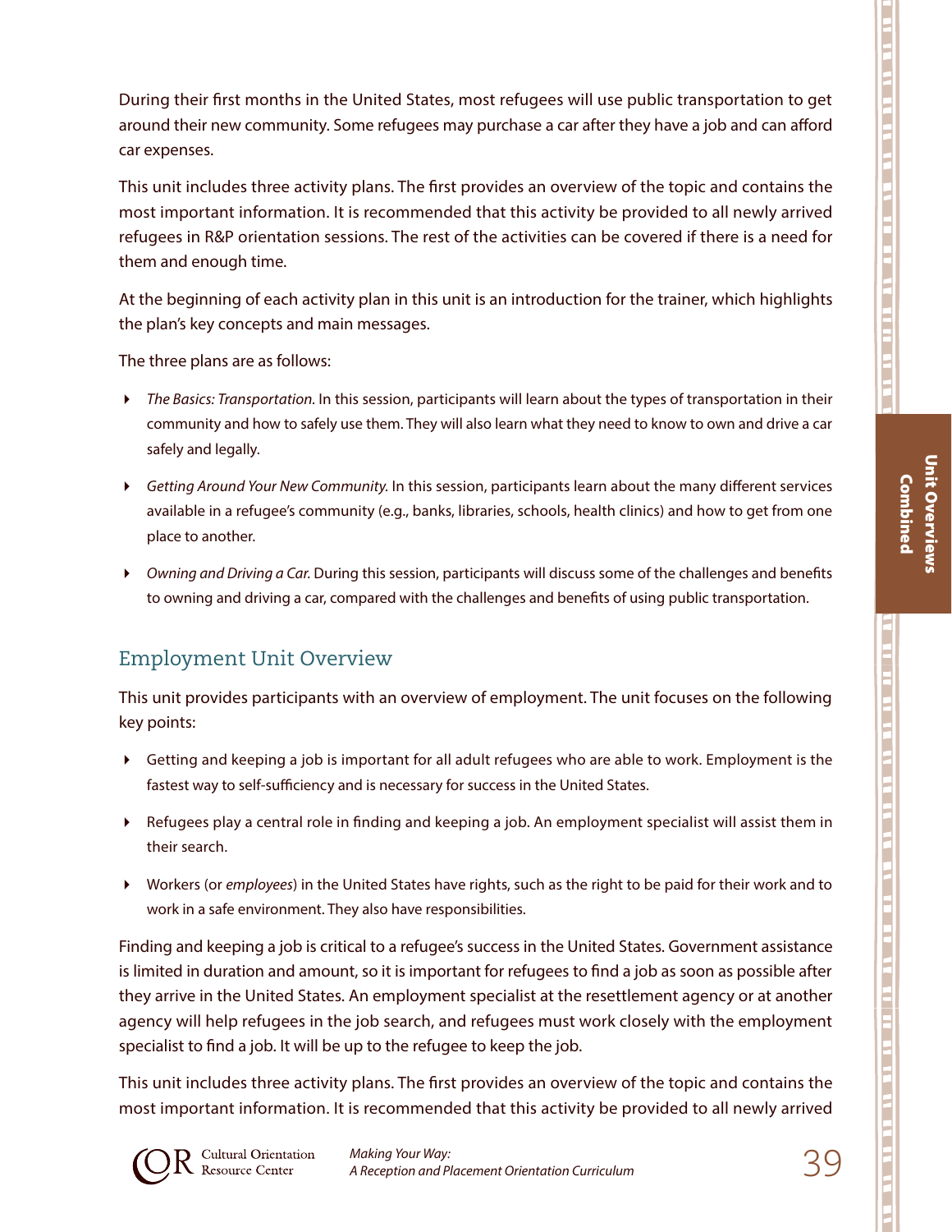During their first months in the United States, most refugees will use public transportation to get around their new community. Some refugees may purchase a car after they have a job and can afford car expenses.

This unit includes three activity plans. The first provides an overview of the topic and contains the most important information. It is recommended that this activity be provided to all newly arrived refugees in R&P orientation sessions. The rest of the activities can be covered if there is a need for them and enough time.

At the beginning of each activity plan in this unit is an introduction for the trainer, which highlights the plan's key concepts and main messages.

The three plans are as follows:

- *The Basics: Transportation.* In this session, participants will learn about the types of transportation in their community and how to safely use them. They will also learn what they need to know to own and drive a car safely and legally.
- *Getting Around Your New Community.* In this session, participants learn about the many different services available in a refugee's community (e.g., banks, libraries, schools, health clinics) and how to get from one place to another.
- *Owning and Driving a Car.* During this session, participants will discuss some of the challenges and benefits to owning and driving a car, compared with the challenges and benefits of using public transportation.

## Employment Unit Overview

This unit provides participants with an overview of employment. The unit focuses on the following key points:

- Getting and keeping a job is important for all adult refugees who are able to work. Employment is the fastest way to self-sufficiency and is necessary for success in the United States.
- Refugees play a central role in finding and keeping a job. An employment specialist will assist them in their search.
- Workers (or *employees*) in the United States have rights, such as the right to be paid for their work and to work in a safe environment. They also have responsibilities.

Finding and keeping a job is critical to a refugee's success in the United States. Government assistance is limited in duration and amount, so it is important for refugees to find a job as soon as possible after they arrive in the United States. An employment specialist at the resettlement agency or at another agency will help refugees in the job search, and refugees must work closely with the employment specialist to find a job. It will be up to the refugee to keep the job.

This unit includes three activity plans. The first provides an overview of the topic and contains the most important information. It is recommended that this activity be provided to all newly arrived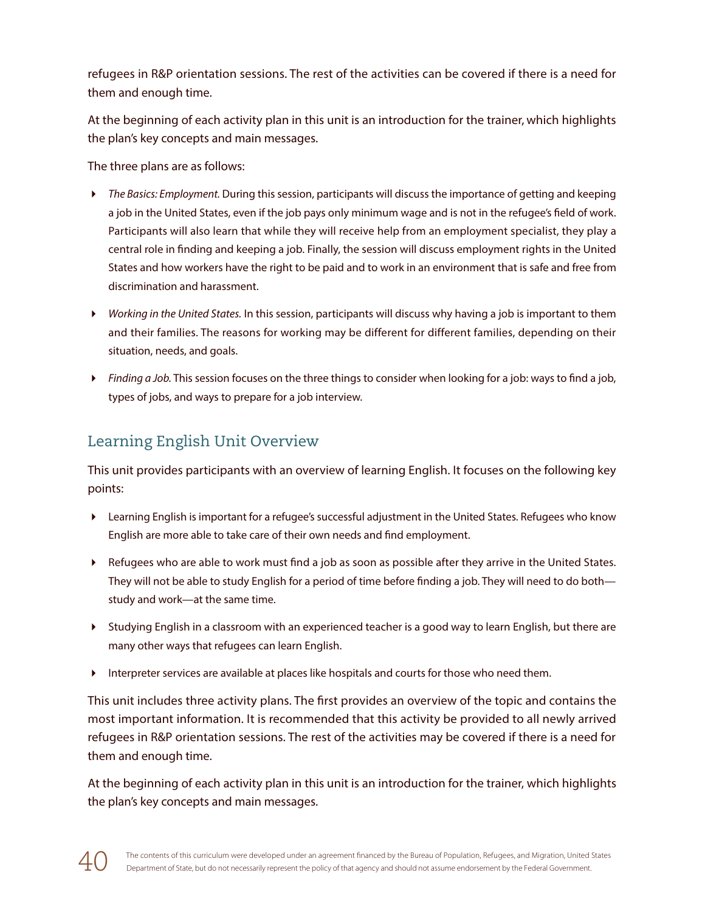refugees in R&P orientation sessions. The rest of the activities can be covered if there is a need for them and enough time.

At the beginning of each activity plan in this unit is an introduction for the trainer, which highlights the plan's key concepts and main messages.

The three plans are as follows:

- *The Basics: Employment.* During this session, participants will discuss the importance of getting and keeping a job in the United States, even if the job pays only minimum wage and is not in the refugee's field of work. Participants will also learn that while they will receive help from an employment specialist, they play a central role in finding and keeping a job. Finally, the session will discuss employment rights in the United States and how workers have the right to be paid and to work in an environment that is safe and free from discrimination and harassment.
- *Working in the United States.* In this session, participants will discuss why having a job is important to them and their families. The reasons for working may be different for different families, depending on their situation, needs, and goals.
- *Finding a Job.* This session focuses on the three things to consider when looking for a job: ways to find a job, types of jobs, and ways to prepare for a job interview.

## Learning English Unit Overview

This unit provides participants with an overview of learning English. It focuses on the following key points:

- Learning English is important for a refugee's successful adjustment in the United States. Refugees who know English are more able to take care of their own needs and find employment.
- Refugees who are able to work must find a job as soon as possible after they arrive in the United States. They will not be able to study English for a period of time before finding a job. They will need to do both—study and work—at the same time.
- Studying English in a classroom with an experienced teacher is a good way to learn English, but there are many other ways that refugees can learn English.
- Interpreter services are available at places like hospitals and courts for those who need them.

This unit includes three activity plans. The first provides an overview of the topic and contains the most important information. It is recommended that this activity be provided to all newly arrived refugees in R&P orientation sessions. The rest of the activities may be covered if there is a need for them and enough time.

At the beginning of each activity plan in this unit is an introduction for the trainer, which highlights the plan's key concepts and main messages.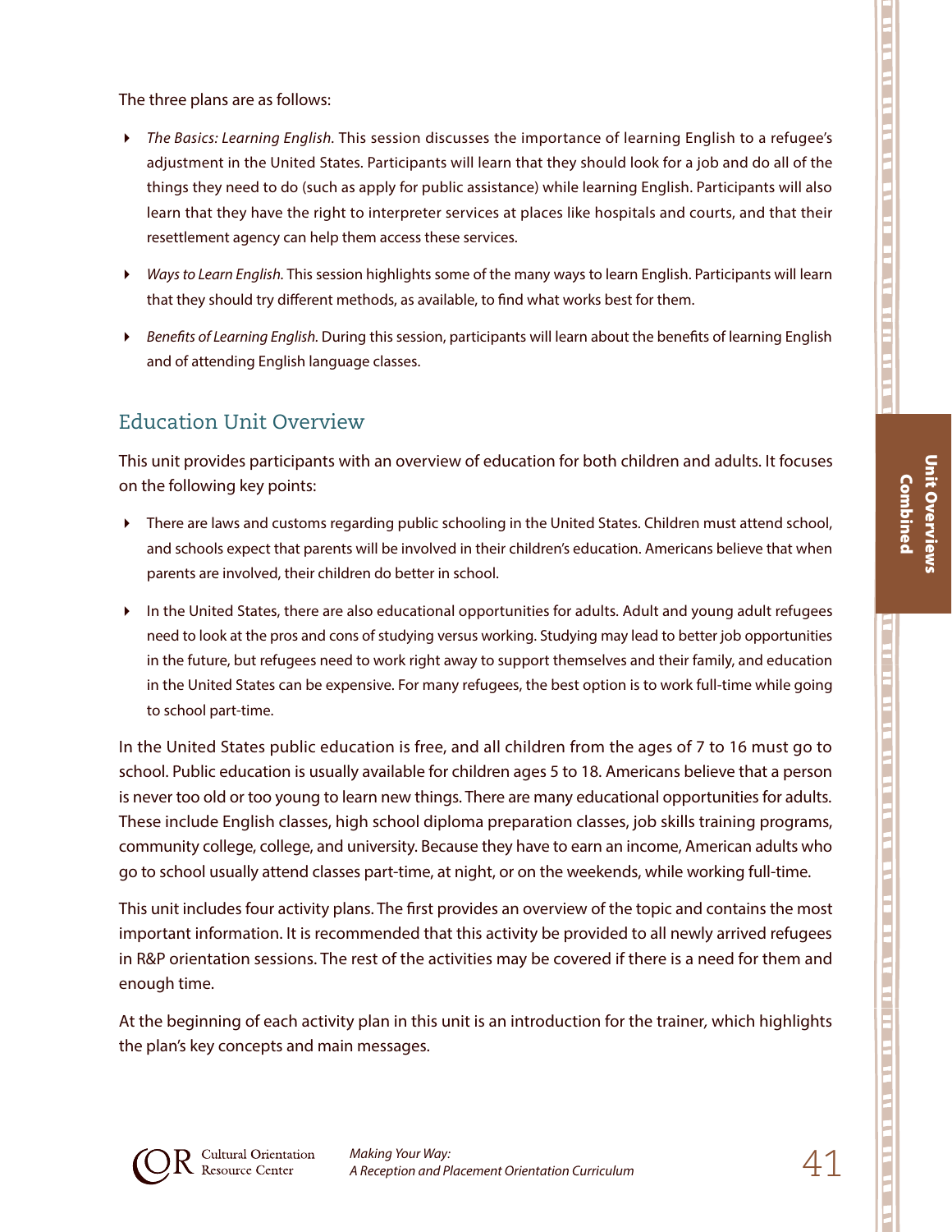The three plans are as follows:

- *The Basics: Learning English.* This session discusses the importance of learning English to a refugee's adjustment in the United States. Participants will learn that they should look for a job and do all of the things they need to do (such as apply for public assistance) while learning English. Participants will also learn that they have the right to interpreter services at places like hospitals and courts, and that their resettlement agency can help them access these services.
- *Ways to Learn English.* This session highlights some of the many ways to learn English. Participants will learn that they should try different methods, as available, to find what works best for them.
- *Benefits of Learning English.* During this session, participants will learn about the benefits of learning English and of attending English language classes.

## Education Unit Overview

This unit provides participants with an overview of education for both children and adults. It focuses on the following key points:

- There are laws and customs regarding public schooling in the United States. Children must attend school, and schools expect that parents will be involved in their children's education. Americans believe that when parents are involved, their children do better in school.
- In the United States, there are also educational opportunities for adults. Adult and young adult refugees need to look at the pros and cons of studying versus working. Studying may lead to better job opportunities in the future, but refugees need to work right away to support themselves and their family, and education in the United States can be expensive. For many refugees, the best option is to work full-time while going to school part-time.

In the United States public education is free, and all children from the ages of 7 to 16 must go to school. Public education is usually available for children ages 5 to 18. Americans believe that a person is never too old or too young to learn new things. There are many educational opportunities for adults. These include English classes, high school diploma preparation classes, job skills training programs, community college, college, and university. Because they have to earn an income, American adults who go to school usually attend classes part-time, at night, or on the weekends, while working full-time.

This unit includes four activity plans. The first provides an overview of the topic and contains the most important information. It is recommended that this activity be provided to all newly arrived refugees in R&P orientation sessions. The rest of the activities may be covered if there is a need for them and enough time.

At the beginning of each activity plan in this unit is an introduction for the trainer, which highlights the plan's key concepts and main messages.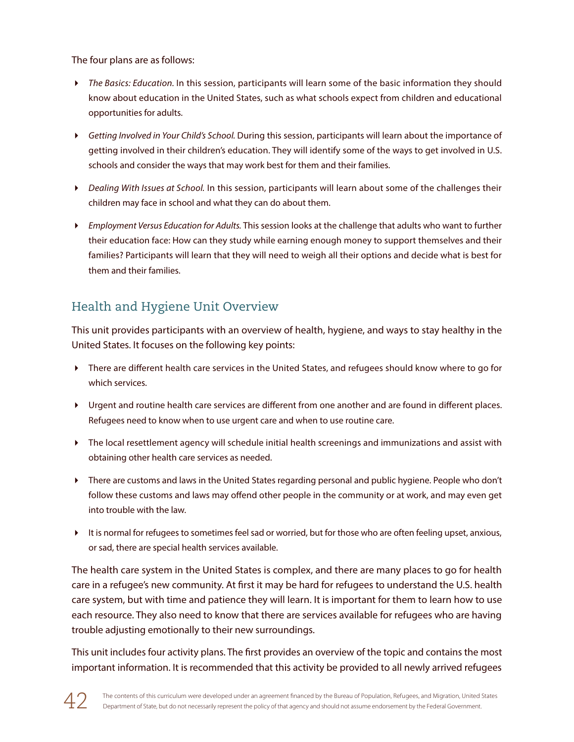The four plans are as follows:

- *The Basics: Education.* In this session, participants will learn some of the basic information they should know about education in the United States, such as what schools expect from children and educational opportunities for adults.
- *Getting Involved in Your Child's School.* During this session, participants will learn about the importance of getting involved in their children's education. They will identify some of the ways to get involved in U.S. schools and consider the ways that may work best for them and their families.
- *Dealing With Issues at School.* In this session, participants will learn about some of the challenges their children may face in school and what they can do about them.
- *Employment Versus Education for Adults.* This session looks at the challenge that adults who want to further their education face: How can they study while earning enough money to support themselves and their families? Participants will learn that they will need to weigh all their options and decide what is best for them and their families.

## Health and Hygiene Unit Overview

This unit provides participants with an overview of health, hygiene, and ways to stay healthy in the United States. It focuses on the following key points:

- There are different health care services in the United States, and refugees should know where to go for which services.
- Urgent and routine health care services are different from one another and are found in different places. Refugees need to know when to use urgent care and when to use routine care.
- The local resettlement agency will schedule initial health screenings and immunizations and assist with obtaining other health care services as needed.
- There are customs and laws in the United States regarding personal and public hygiene. People who don't follow these customs and laws may offend other people in the community or at work, and may even get into trouble with the law.
- It is normal for refugees to sometimes feel sad or worried, but for those who are often feeling upset, anxious, or sad, there are special health services available.

The health care system in the United States is complex, and there are many places to go for health care in a refugee's new community. At first it may be hard for refugees to understand the U.S. health care system, but with time and patience they will learn. It is important for them to learn how to use each resource. They also need to know that there are services available for refugees who are having trouble adjusting emotionally to their new surroundings.

This unit includes four activity plans. The first provides an overview of the topic and contains the most important information. It is recommended that this activity be provided to all newly arrived refugees

The contents of this curriculum were developed under an agreement financed by the Bureau of Population, Refugees, and Migration, United States Department of State, but do not necessarily represent the policy of that agency and should not assume endorsement by the Federal Government.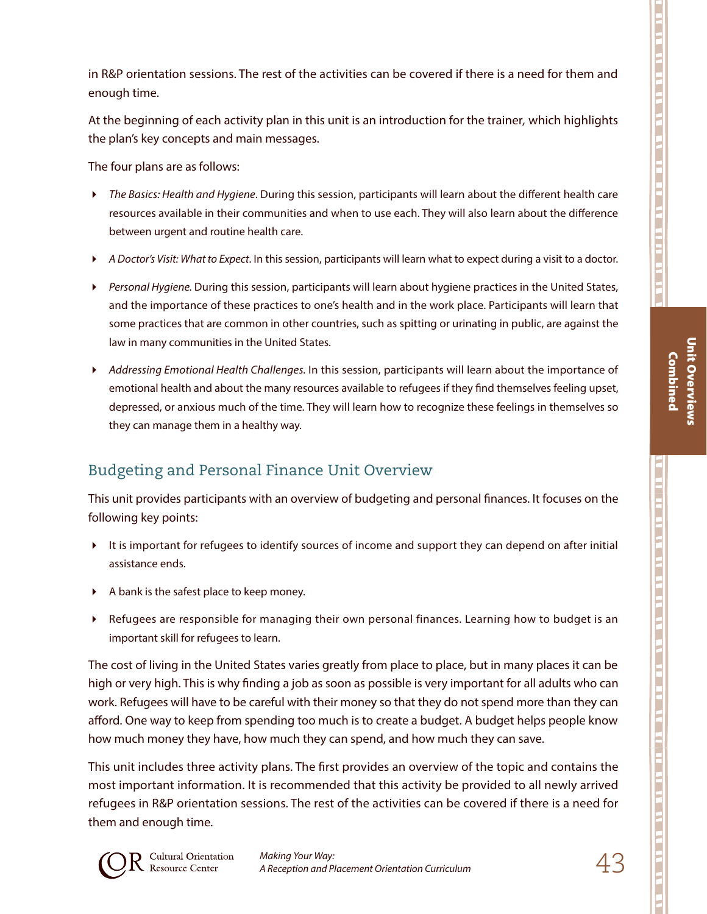in R&P orientation sessions. The rest of the activities can be covered if there is a need for them and enough time.

At the beginning of each activity plan in this unit is an introduction for the trainer, which highlights the plan's key concepts and main messages.

The four plans are as follows:

- *The Basics: Health and Hygiene*. During this session, participants will learn about the different health care resources available in their communities and when to use each. They will also learn about the difference between urgent and routine health care.
- *A Doctor's Visit: What to Expect*. In this session, participants will learn what to expect during a visit to a doctor.
- *Personal Hygiene.* During this session, participants will learn about hygiene practices in the United States, and the importance of these practices to one's health and in the work place. Participants will learn that some practices that are common in other countries, such as spitting or urinating in public, are against the law in many communities in the United States.
- *Addressing Emotional Health Challenges.* In this session, participants will learn about the importance of emotional health and about the many resources available to refugees if they find themselves feeling upset, depressed, or anxious much of the time. They will learn how to recognize these feelings in themselves so they can manage them in a healthy way.

## Budgeting and Personal Finance Unit Overview

This unit provides participants with an overview of budgeting and personal finances. It focuses on the following key points:

- It is important for refugees to identify sources of income and support they can depend on after initial assistance ends.
- A bank is the safest place to keep money.
- Refugees are responsible for managing their own personal finances. Learning how to budget is an important skill for refugees to learn.

The cost of living in the United States varies greatly from place to place, but in many places it can be high or very high. This is why finding a job as soon as possible is very important for all adults who can work. Refugees will have to be careful with their money so that they do not spend more than they can afford. One way to keep from spending too much is to create a budget. A budget helps people know how much money they have, how much they can spend, and how much they can save.

This unit includes three activity plans. The first provides an overview of the topic and contains the most important information. It is recommended that this activity be provided to all newly arrived refugees in R&P orientation sessions. The rest of the activities can be covered if there is a need for them and enough time.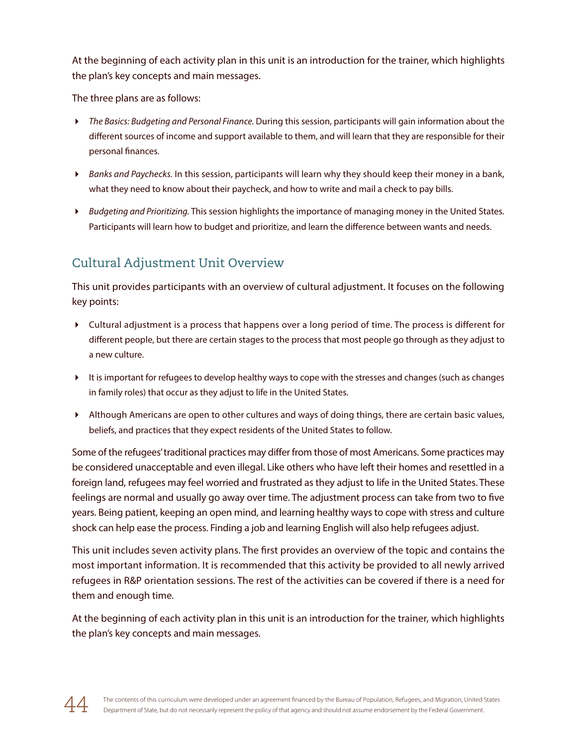At the beginning of each activity plan in this unit is an introduction for the trainer, which highlights the plan's key concepts and main messages.

The three plans are as follows:

- *The Basics: Budgeting and Personal Finance.* During this session, participants will gain information about the different sources of income and support available to them, and will learn that they are responsible for their personal finances.
- *Banks and Paychecks.* In this session, participants will learn why they should keep their money in a bank, what they need to know about their paycheck, and how to write and mail a check to pay bills.
- *Budgeting and Prioritizing.* This session highlights the importance of managing money in the United States. Participants will learn how to budget and prioritize, and learn the difference between wants and needs.

## Cultural Adjustment Unit Overview

This unit provides participants with an overview of cultural adjustment. It focuses on the following key points:

- Cultural adjustment is a process that happens over a long period of time. The process is different for different people, but there are certain stages to the process that most people go through as they adjust to a new culture.
- It is important for refugees to develop healthy ways to cope with the stresses and changes (such as changes in family roles) that occur as they adjust to life in the United States.
- Although Americans are open to other cultures and ways of doing things, there are certain basic values, beliefs, and practices that they expect residents of the United States to follow.

Some of the refugees' traditional practices may differ from those of most Americans. Some practices may be considered unacceptable and even illegal. Like others who have left their homes and resettled in a foreign land, refugees may feel worried and frustrated as they adjust to life in the United States. These feelings are normal and usually go away over time. The adjustment process can take from two to five years. Being patient, keeping an open mind, and learning healthy ways to cope with stress and culture shock can help ease the process. Finding a job and learning English will also help refugees adjust.

This unit includes seven activity plans. The first provides an overview of the topic and contains the most important information. It is recommended that this activity be provided to all newly arrived refugees in R&P orientation sessions. The rest of the activities can be covered if there is a need for them and enough time.

At the beginning of each activity plan in this unit is an introduction for the trainer, which highlights the plan's key concepts and main messages.

The contents of this curriculum were developed under an agreement financed by the Bureau of Population, Refugees, and Migration, United States Department of State, but do not necessarily represent the policy of that agency and should not assume endorsement by the Federal Government.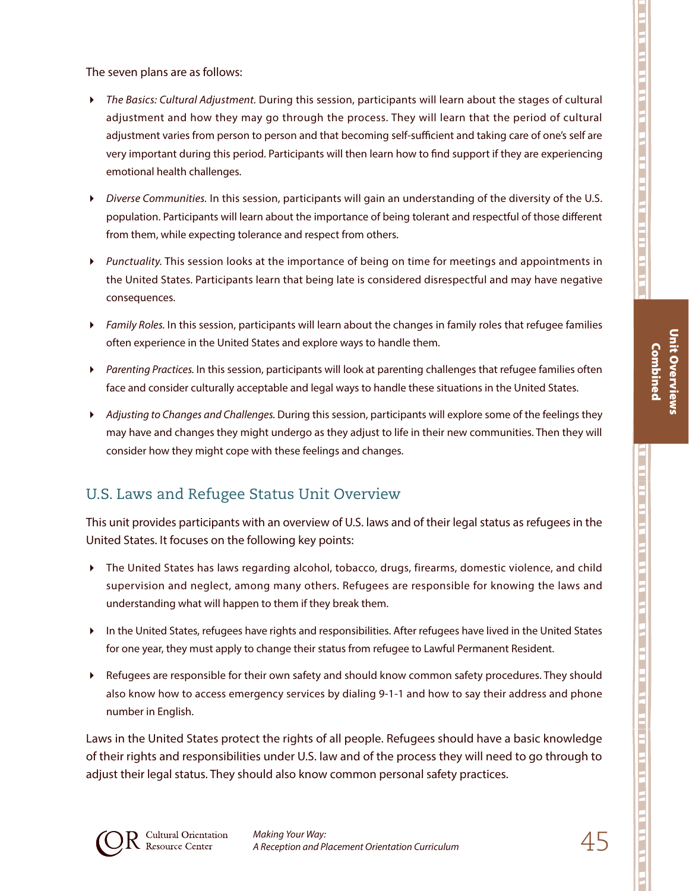The seven plans are as follows:

- *The Basics: Cultural Adjustment*. During this session, participants will learn about the stages of cultural adjustment and how they may go through the process. They will learn that the period of cultural adjustment varies from person to person and that becoming self-sufficient and taking care of one's self are very important during this period. Participants will then learn how to find support if they are experiencing emotional health challenges.
- *Diverse Communities.* In this session, participants will gain an understanding of the diversity of the U.S. population. Participants will learn about the importance of being tolerant and respectful of those different from them, while expecting tolerance and respect from others.
- *Punctuality.* This session looks at the importance of being on time for meetings and appointments in the United States. Participants learn that being late is considered disrespectful and may have negative consequences.
- *Family Roles.* In this session, participants will learn about the changes in family roles that refugee families often experience in the United States and explore ways to handle them.
- *Parenting Practices.* In this session, participants will look at parenting challenges that refugee families often face and consider culturally acceptable and legal ways to handle these situations in the United States.
- *Adjusting to Changes and Challenges.* During this session, participants will explore some of the feelings they may have and changes they might undergo as they adjust to life in their new communities. Then they will consider how they might cope with these feelings and changes.

## U.S. Laws and Refugee Status Unit Overview

This unit provides participants with an overview of U.S. laws and of their legal status as refugees in the United States. It focuses on the following key points:

- The United States has laws regarding alcohol, tobacco, drugs, firearms, domestic violence, and child supervision and neglect, among many others. Refugees are responsible for knowing the laws and understanding what will happen to them if they break them.
- In the United States, refugees have rights and responsibilities. After refugees have lived in the United States for one year, they must apply to change their status from refugee to Lawful Permanent Resident.
- Refugees are responsible for their own safety and should know common safety procedures. They should also know how to access emergency services by dialing 9-1-1 and how to say their address and phone number in English.

Laws in the United States protect the rights of all people. Refugees should have a basic knowledge of their rights and responsibilities under U.S. law and of the process they will need to go through to adjust their legal status. They should also know common personal safety practices.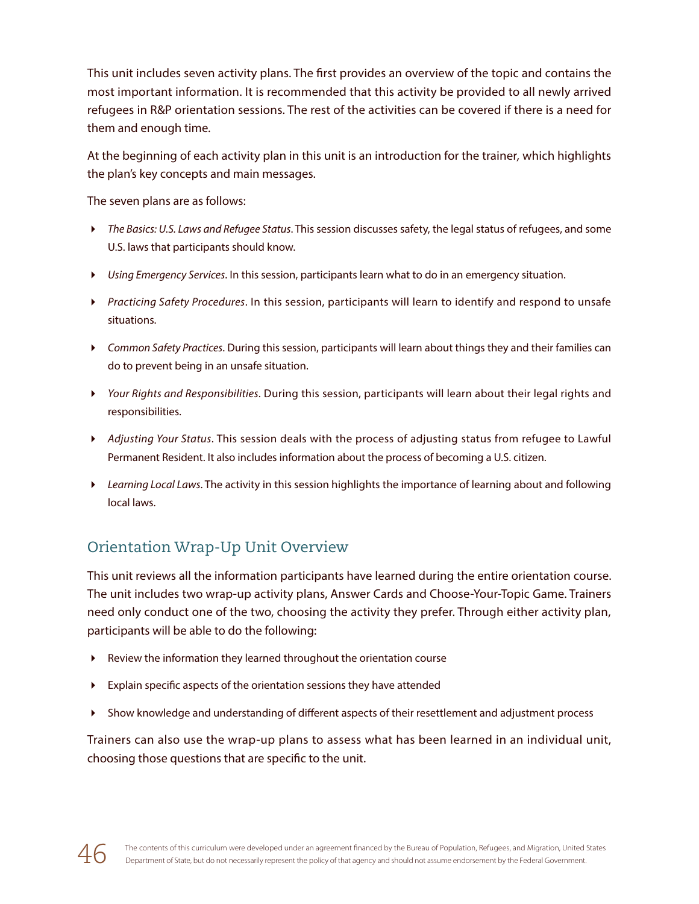This unit includes seven activity plans. The first provides an overview of the topic and contains the most important information. It is recommended that this activity be provided to all newly arrived refugees in R&P orientation sessions. The rest of the activities can be covered if there is a need for them and enough time.

At the beginning of each activity plan in this unit is an introduction for the trainer, which highlights the plan's key concepts and main messages.

The seven plans are as follows:

- *The Basics: U.S. Laws and Refugee Status*. This session discusses safety, the legal status of refugees, and some U.S. laws that participants should know.
- *Using Emergency Services*. In this session, participants learn what to do in an emergency situation.
- *Practicing Safety Procedures*. In this session, participants will learn to identify and respond to unsafe situations.
- *Common Safety Practices*. During this session, participants will learn about things they and their families can do to prevent being in an unsafe situation.
- *Your Rights and Responsibilities*. During this session, participants will learn about their legal rights and responsibilities.
- *Adjusting Your Status*. This session deals with the process of adjusting status from refugee to Lawful Permanent Resident. It also includes information about the process of becoming a U.S. citizen.
- *Learning Local Laws*. The activity in this session highlights the importance of learning about and following local laws.

## Orientation Wrap-Up Unit Overview

This unit reviews all the information participants have learned during the entire orientation course. The unit includes two wrap-up activity plans, Answer Cards and Choose-Your-Topic Game. Trainers need only conduct one of the two, choosing the activity they prefer. Through either activity plan, participants will be able to do the following:

- Review the information they learned throughout the orientation course
- Explain specific aspects of the orientation sessions they have attended
- Show knowledge and understanding of different aspects of their resettlement and adjustment process

Trainers can also use the wrap-up plans to assess what has been learned in an individual unit, choosing those questions that are specific to the unit.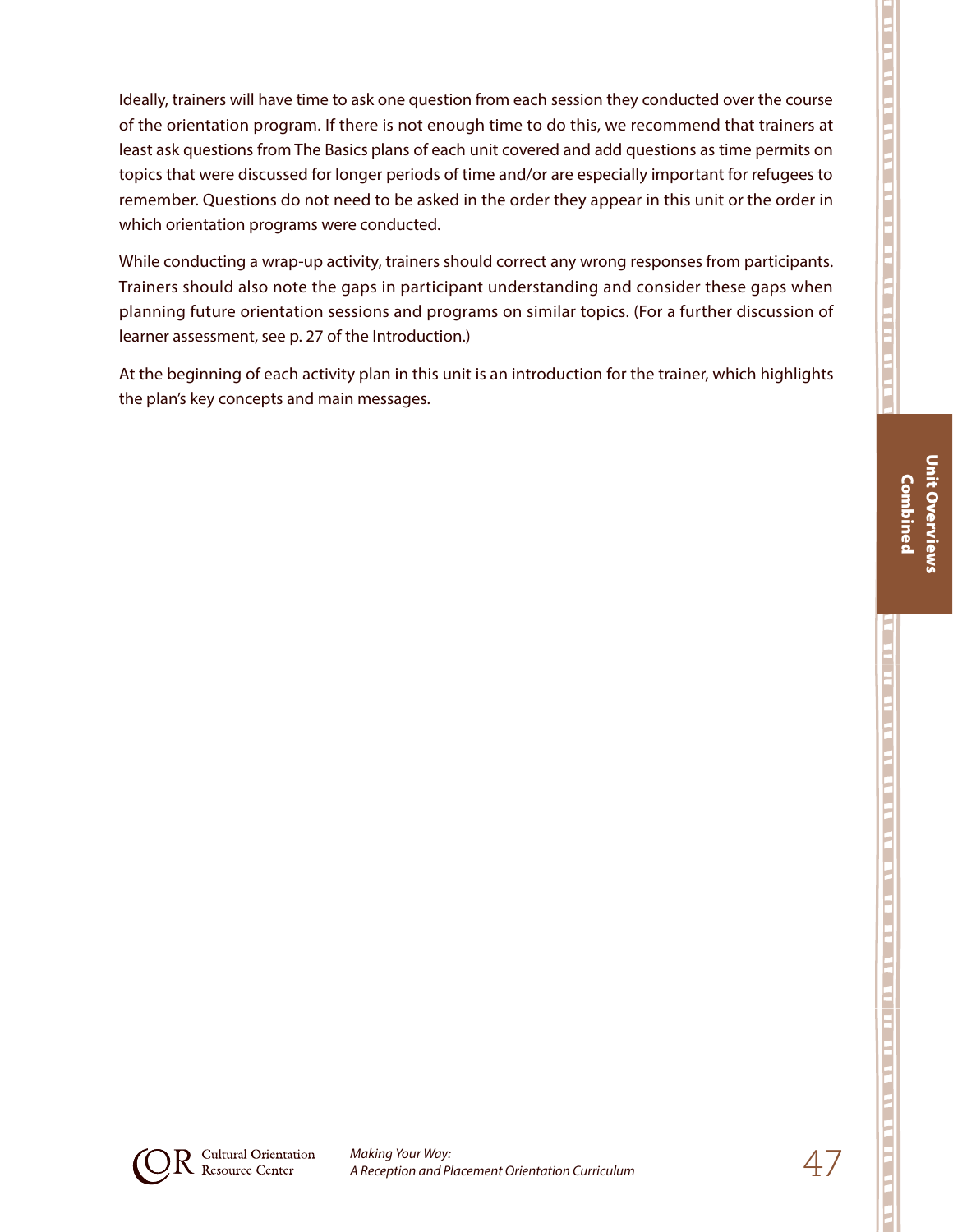Ideally, trainers will have time to ask one question from each session they conducted over the course of the orientation program. If there is not enough time to do this, we recommend that trainers at least ask questions from The Basics plans of each unit covered and add questions as time permits on topics that were discussed for longer periods of time and/or are especially important for refugees to remember. Questions do not need to be asked in the order they appear in this unit or the order in which orientation programs were conducted.

While conducting a wrap-up activity, trainers should correct any wrong responses from participants. Trainers should also note the gaps in participant understanding and consider these gaps when planning future orientation sessions and programs on similar topics. (For a further discussion of learner assessment, see p. 27 of the Introduction.)

At the beginning of each activity plan in this unit is an introduction for the trainer, which highlights the plan's key concepts and main messages.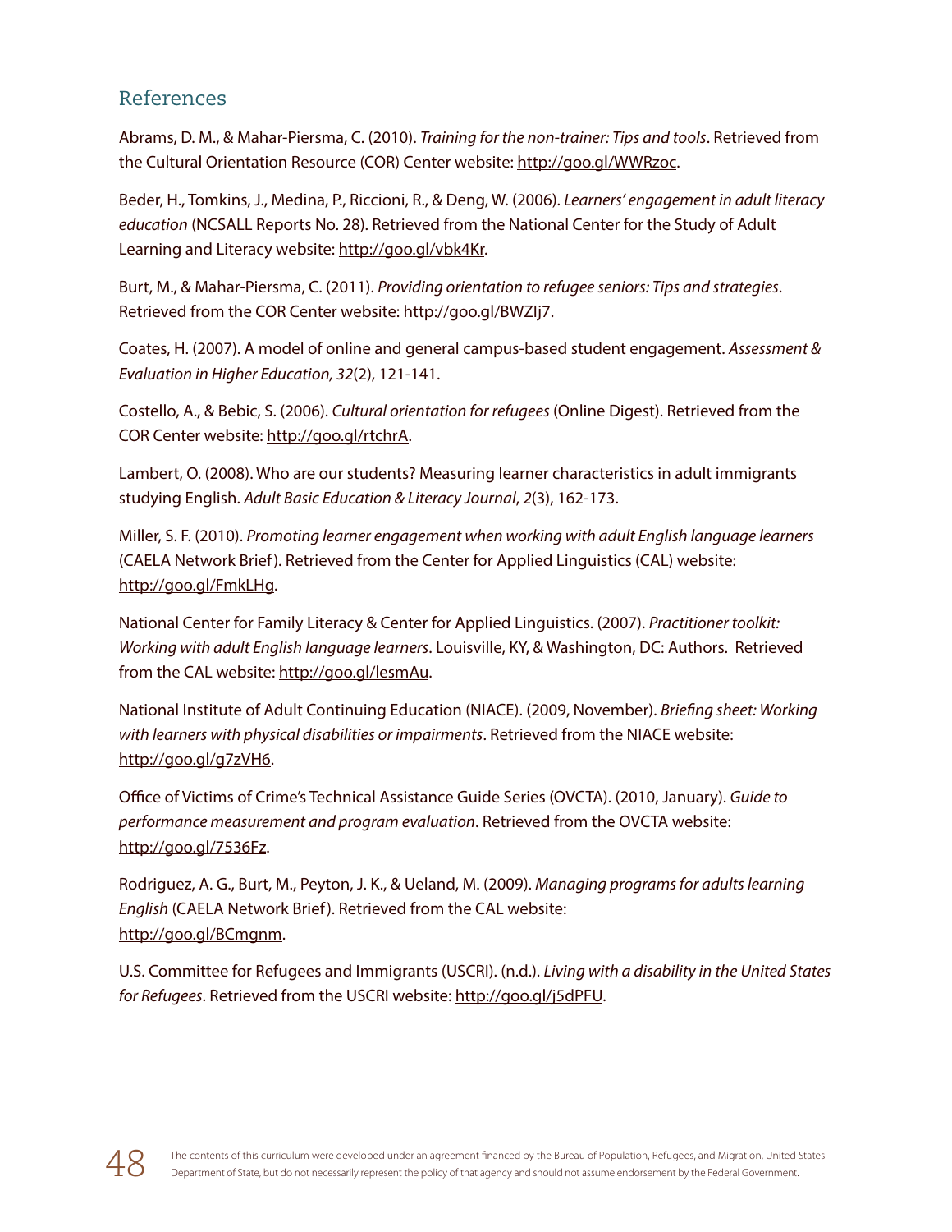## References

Abrams, D. M., & Mahar-Piersma, C. (2010). *Training for the non-trainer: Tips and tools*. Retrieved from the Cultural Orientation Resource (COR) Center website: http://goo.gl/WWRzoc.

Beder, H., Tomkins, J., Medina, P., Riccioni, R., & Deng, W. (2006). *Learners' engagement in adult literacy education* (NCSALL Reports No. 28). Retrieved from the National Center for the Study of Adult Learning and Literacy website: http://goo.gl/vbk4Kr.

Burt, M., & Mahar-Piersma, C. (2011). *Providing orientation to refugee seniors: Tips and strategies*. Retrieved from the COR Center website: http://goo.gl/BWZIj7.

Coates, H. (2007). A model of online and general campus-based student engagement. *Assessment & Evaluation in Higher Education, 32*(2), 121-141.

Costello, A., & Bebic, S. (2006). *Cultural orientation for refugees* (Online Digest). Retrieved from the COR Center website: http://goo.gl/rtchrA.

Lambert, O. (2008). Who are our students? Measuring learner characteristics in adult immigrants studying English. *Adult Basic Education & Literacy Journal*, *2*(3), 162-173.

Miller, S. F. (2010). *Promoting learner engagement when working with adult English language learners* (CAELA Network Brief). Retrieved from the Center for Applied Linguistics (CAL) website: http://goo.gl/FmkLHg.

National Center for Family Literacy & Center for Applied Linguistics. (2007). *Practitioner toolkit: Working with adult English language learners*. Louisville, KY, & Washington, DC: Authors. Retrieved from the CAL website: http://goo.gl/lesmAu.

National Institute of Adult Continuing Education (NIACE). (2009, November). *Briefing sheet: Working with learners with physical disabilities or impairments*. Retrieved from the NIACE website: http://goo.gl/g7zVH6.

Office of Victims of Crime's Technical Assistance Guide Series (OVCTA). (2010, January). *Guide to performance measurement and program evaluation*. Retrieved from the OVCTA website: http://goo.gl/7536Fz.

Rodriguez, A. G., Burt, M., Peyton, J. K., & Ueland, M. (2009). *Managing programs for adults learning English* (CAELA Network Brief). Retrieved from the CAL website: http://goo.gl/BCmgnm.

U.S. Committee for Refugees and Immigrants (USCRI). (n.d.). *Living with a disability in the United States for Refugees*. Retrieved from the USCRI website: http://goo.gl/j5dPFU.

The contents of this curriculum were developed under an agreement financed by the Bureau of Population, Refugees, and Migration, United States Department of State, but do not necessarily represent the policy of that agency and should not assume endorsement by the Federal Government.